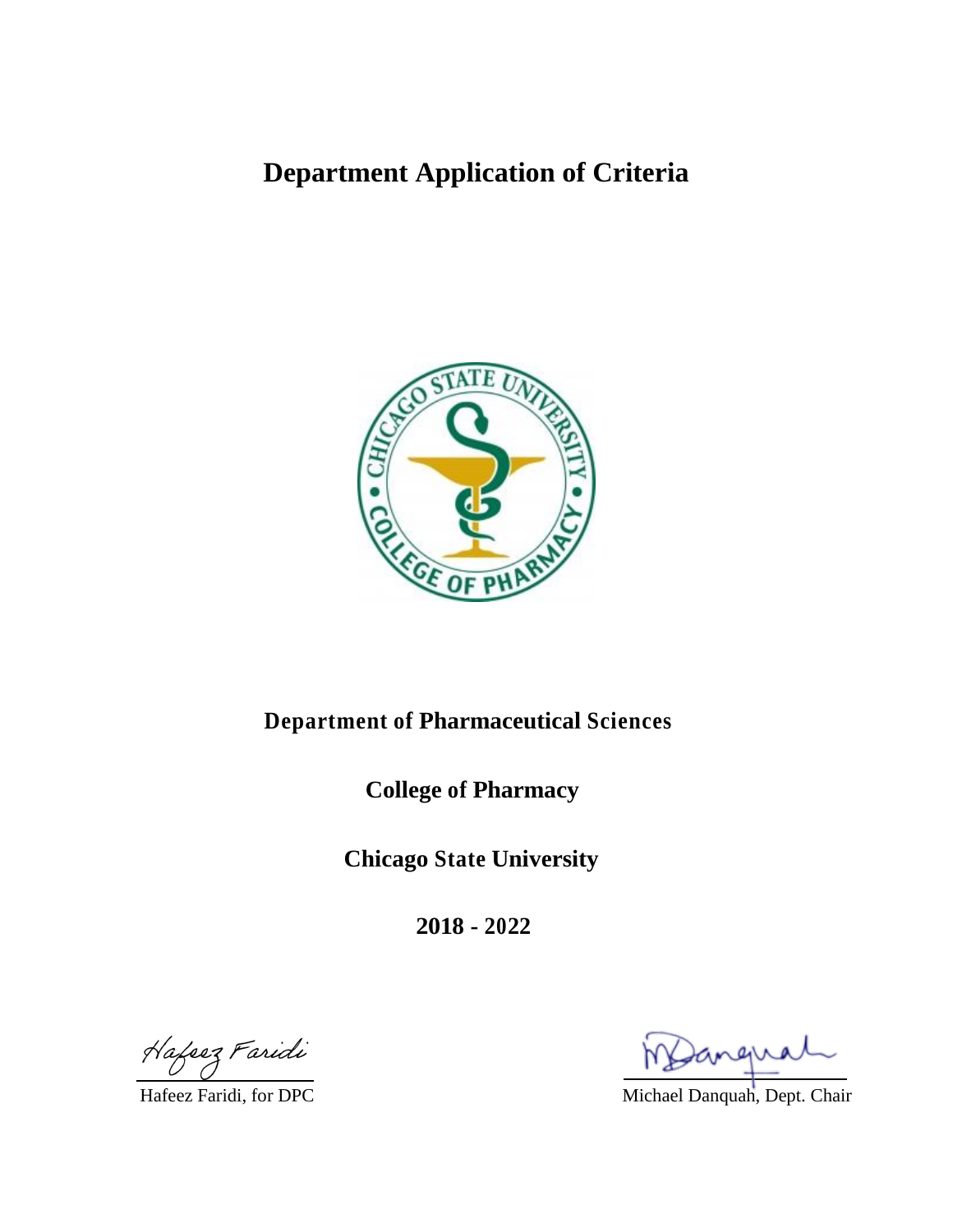# Department Application of Criteria

**Department of Pharmaceutical Sciences**

**College of Pharmacy**

**Chicago State University**

**2018 - 2022**

Hafeez Faridi, for DPC

Michael Danquah, Dept. Chair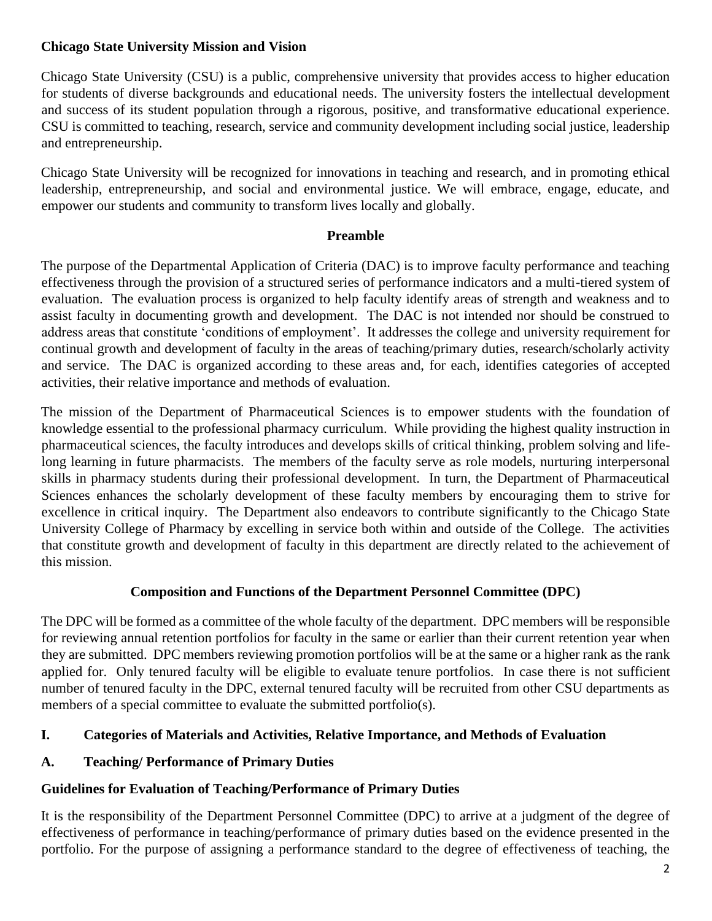**Chicago State University Mission and Vision**

Chicago State University (CSU) is a public, comprehensive university that provides access to higher education for students of diverse backgrounds and educational needs. The university fosters the intellectual development and success of its student population through a rigorous, positive, and transformative educational experience. CSU is committed to teaching, research, service and community development including social justice, leadership and entrepreneurship.

Chicago State University will be recognized for innovations in teaching and research, and in promoting ethical leadership, entrepreneurship, and social and environmental justice. We will embrace, engage, educate, and empower our students and community to transform lives locally and globally.

**Preamble**

The purpose of the Departmental Application of Criteria (DAC) is to improve faculty performance and teaching effectiveness through the provision of a structured series of performance indicators and a multi-tiered system of evaluation. The evaluation process is organized to help faculty identify areas of strength and weakness and to assist faculty in documenting growth and development. The DAC is not intended nor should be construed to address areas that constitute 'conditions of employment'. It addresses the college and university requirement for continual growth and development of faculty in the areas of teaching/primary duties, research/scholarly activity and service. The DAC is organized according to these areas and, for each, identifies categories of accepted activities, their relative importance and methods of evaluation.

The mission of the Department of Pharmaceutical Sciences is to empower students with the foundation of knowledge essential to the professional pharmacy curriculum. While providing the highest quality instruction in pharmaceutical sciences, the faculty introduces and develops skills of critical thinking, problem solving and life-long learning in future pharmacists. The members of the faculty serve as role models, nurturing interpersonal skills in pharmacy students during their professional development. In turn, the Department of Pharmaceutical Sciences enhances the scholarly development of these faculty members by encouraging them to strive for excellence in critical inquiry. The Department also endeavors to contribute significantly to the Chicago State University College of Pharmacy by excelling in service both within and outside of the College. The activities that constitute growth and development of faculty in this department are directly related to the achievement of this mission.

**Composition and Functions of the Department Personnel Committee (DPC)**

The DPC will be formed as a committee of the whole faculty of the department. DPC members will be responsible for reviewing annual retention portfolios for faculty in the same or earlier than their current retention year when they are submitted. DPC members reviewing promotion portfolios will be at the same or a higher rank as the rank applied for. Only tenured faculty will be eligible to evaluate tenure portfolios. In case there is not sufficient number of tenured faculty in the DPC, external tenured faculty will be recruited from other CSU departments as members of a special committee to evaluate the submitted portfolio(s).

## I. Categories of Materials and Activities, Relative Importance, and Methods of Evaluation

### A. Teaching/ Performance of Primary Duties

**Guidelines for Evaluation of Teaching/Performance of Primary Duties**

It is the responsibility of the Department Personnel Committee (DPC) to arrive at a judgment of the degree of effectiveness of performance in teaching/performance of primary duties based on the evidence presented in the portfolio. For the purpose of assigning a performance standard to the degree of effectiveness of teaching, the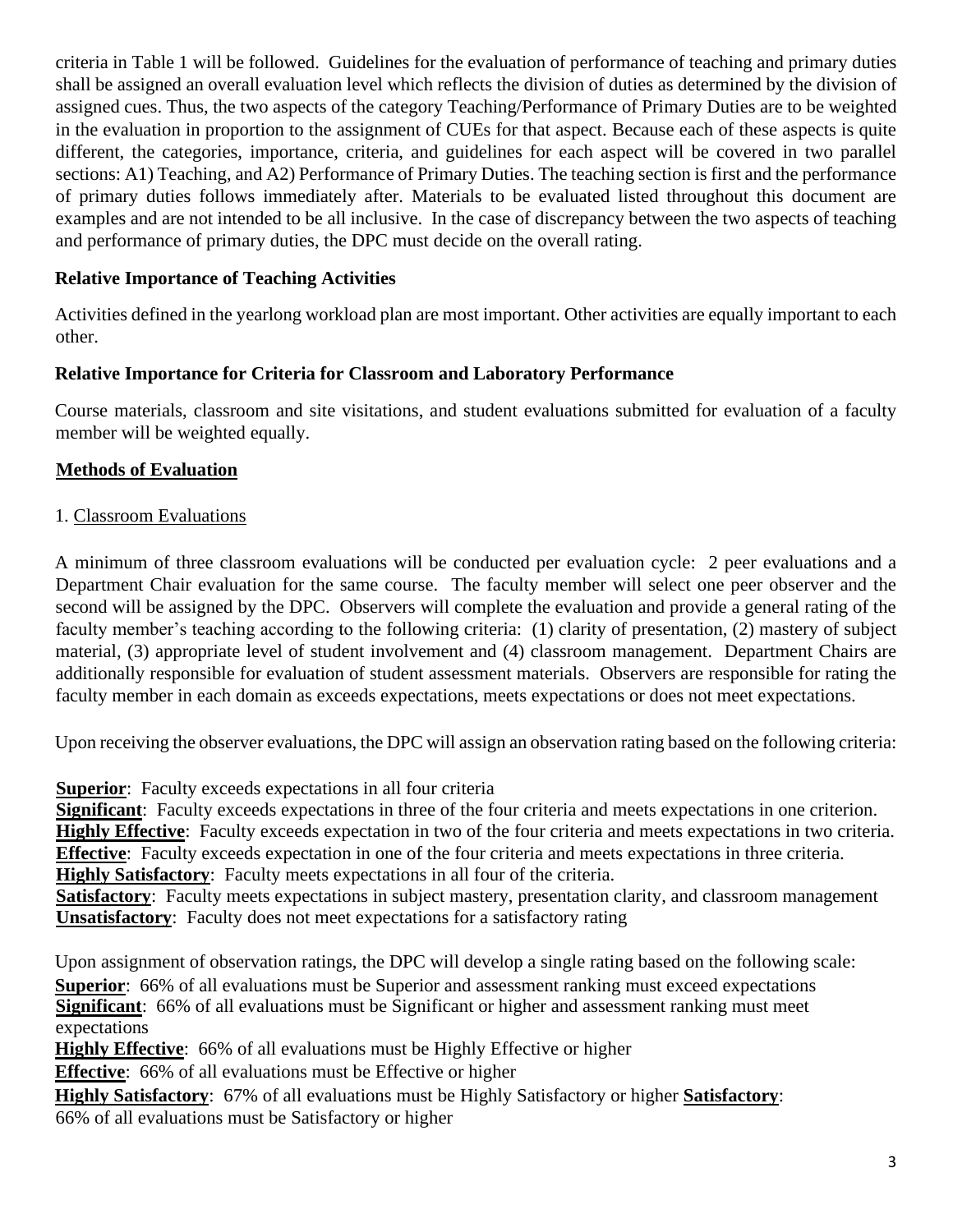criteria in Table 1 will be followed. Guidelines for the evaluation of performance of teaching and primary duties shall be assigned an overall evaluation level which reflects the division of duties as determined by the division of assigned cues. Thus, the two aspects of the category Teaching/Performance of Primary Duties are to be weighted in the evaluation in proportion to the assignment of CUEs for that aspect. Because each of these aspects is quite different, the categories, importance, criteria, and guidelines for each aspect will be covered in two parallel sections: A1) Teaching, and A2) Performance of Primary Duties. The teaching section is first and the performance of primary duties follows immediately after. Materials to be evaluated listed throughout this document are examples and are not intended to be all inclusive. In the case of discrepancy between the two aspects of teaching and performance of primary duties, the DPC must decide on the overall rating.

**Relative Importance of Teaching Activities**

Activities defined in the yearlong workload plan are most important. Other activities are equally important to each other.

**Relative Importance for Criteria for Classroom and Laboratory Performance**

Course materials, classroom and site visitations, and student evaluations submitted for evaluation of a faculty member will be weighted equally.

**Methods of Evaluation**

1. Classroom Evaluations

A minimum of three classroom evaluations will be conducted per evaluation cycle: 2 peer evaluations and a Department Chair evaluation for the same course. The faculty member will select one peer observer and the second will be assigned by the DPC. Observers will complete the evaluation and provide a general rating of the faculty member's teaching according to the following criteria: (1) clarity of presentation, (2) mastery of subject material, (3) appropriate level of student involvement and (4) classroom management. Department Chairs are additionally responsible for evaluation of student assessment materials. Observers are responsible for rating the faculty member in each domain as exceeds expectations, meets expectations or does not meet expectations.

Upon receiving the observer evaluations, the DPC will assign an observation rating based on the following criteria:

**Superior**: Faculty exceeds expectations in all four criteria
**Significant**: Faculty exceeds expectations in three of the four criteria and meets expectations in one criterion.
**Highly Effective**: Faculty exceeds expectation in two of the four criteria and meets expectations in two criteria.
**Effective**: Faculty exceeds expectation in one of the four criteria and meets expectations in three criteria.
**Highly Satisfactory**: Faculty meets expectations in all four of the criteria.
**Satisfactory**: Faculty meets expectations in subject mastery, presentation clarity, and classroom management
**Unsatisfactory**: Faculty does not meet expectations for a satisfactory rating

Upon assignment of observation ratings, the DPC will develop a single rating based on the following scale:
**Superior**: 66% of all evaluations must be Superior and assessment ranking must exceed expectations
**Significant**: 66% of all evaluations must be Significant or higher and assessment ranking must meet expectations
**Highly Effective**: 66% of all evaluations must be Highly Effective or higher
**Effective**: 66% of all evaluations must be Effective or higher
**Highly Satisfactory**: 67% of all evaluations must be Highly Satisfactory or higher **Satisfactory**: 66% of all evaluations must be Satisfactory or higher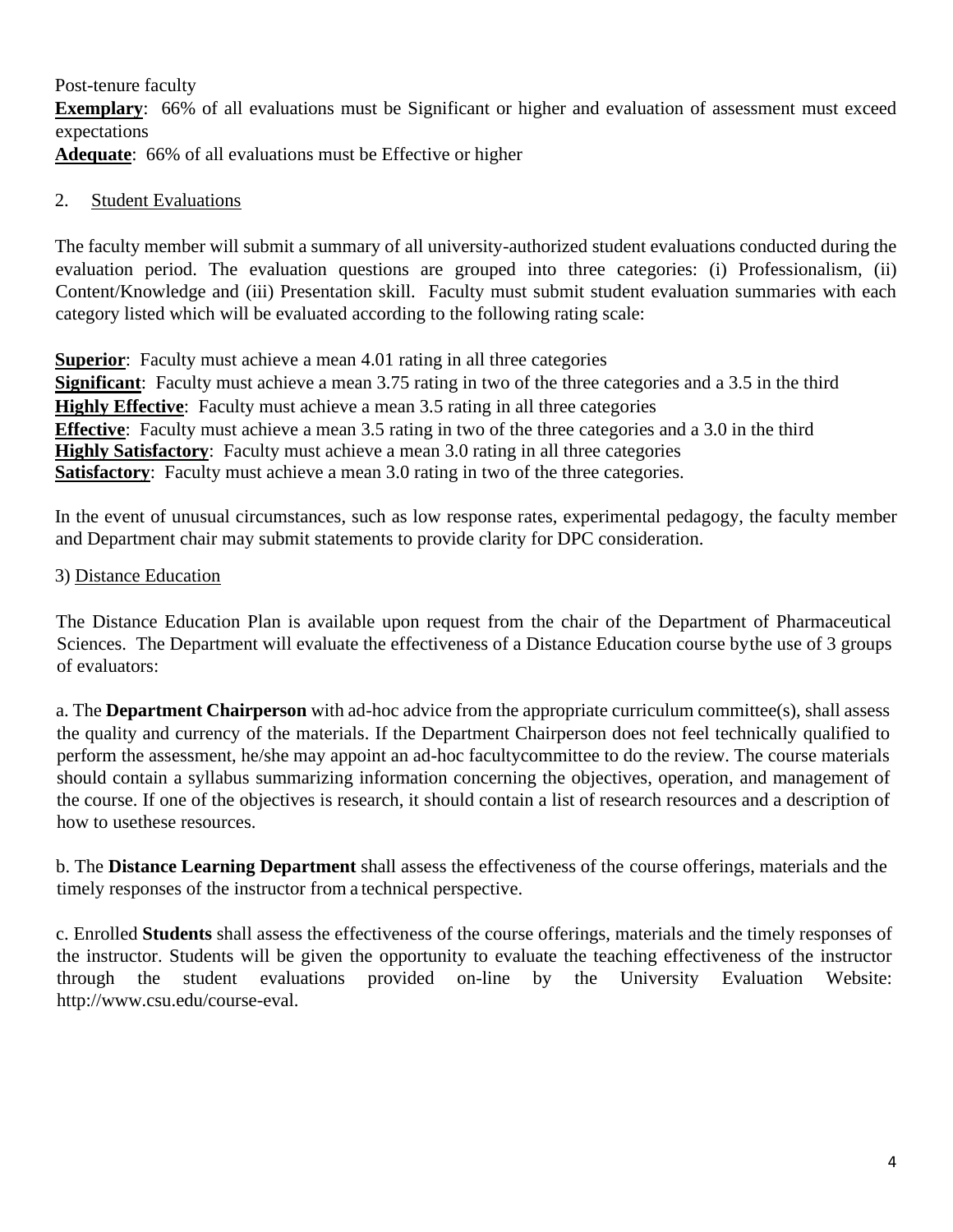Post-tenure faculty

**Exemplary**: 66% of all evaluations must be Significant or higher and evaluation of assessment must exceed expectations

**Adequate**: 66% of all evaluations must be Effective or higher

2. Student Evaluations

The faculty member will submit a summary of all university-authorized student evaluations conducted during the evaluation period. The evaluation questions are grouped into three categories: (i) Professionalism, (ii) Content/Knowledge and (iii) Presentation skill. Faculty must submit student evaluation summaries with each category listed which will be evaluated according to the following rating scale:

**Superior**: Faculty must achieve a mean 4.01 rating in all three categories
**Significant**: Faculty must achieve a mean 3.75 rating in two of the three categories and a 3.5 in the third
**Highly Effective**: Faculty must achieve a mean 3.5 rating in all three categories
**Effective**: Faculty must achieve a mean 3.5 rating in two of the three categories and a 3.0 in the third
**Highly Satisfactory**: Faculty must achieve a mean 3.0 rating in all three categories
**Satisfactory**: Faculty must achieve a mean 3.0 rating in two of the three categories.

In the event of unusual circumstances, such as low response rates, experimental pedagogy, the faculty member and Department chair may submit statements to provide clarity for DPC consideration.

3) Distance Education

The Distance Education Plan is available upon request from the chair of the Department of Pharmaceutical Sciences. The Department will evaluate the effectiveness of a Distance Education course bythe use of 3 groups of evaluators:

a. The **Department Chairperson** with ad-hoc advice from the appropriate curriculum committee(s), shall assess the quality and currency of the materials. If the Department Chairperson does not feel technically qualified to perform the assessment, he/she may appoint an ad-hoc facultycommittee to do the review. The course materials should contain a syllabus summarizing information concerning the objectives, operation, and management of the course. If one of the objectives is research, it should contain a list of research resources and a description of how to usethese resources.

b. The **Distance Learning Department** shall assess the effectiveness of the course offerings, materials and the timely responses of the instructor from a technical perspective.

c. Enrolled **Students** shall assess the effectiveness of the course offerings, materials and the timely responses of the instructor. Students will be given the opportunity to evaluate the teaching effectiveness of the instructor through the student evaluations provided on-line by the University Evaluation Website: http://www.csu.edu/course-eval.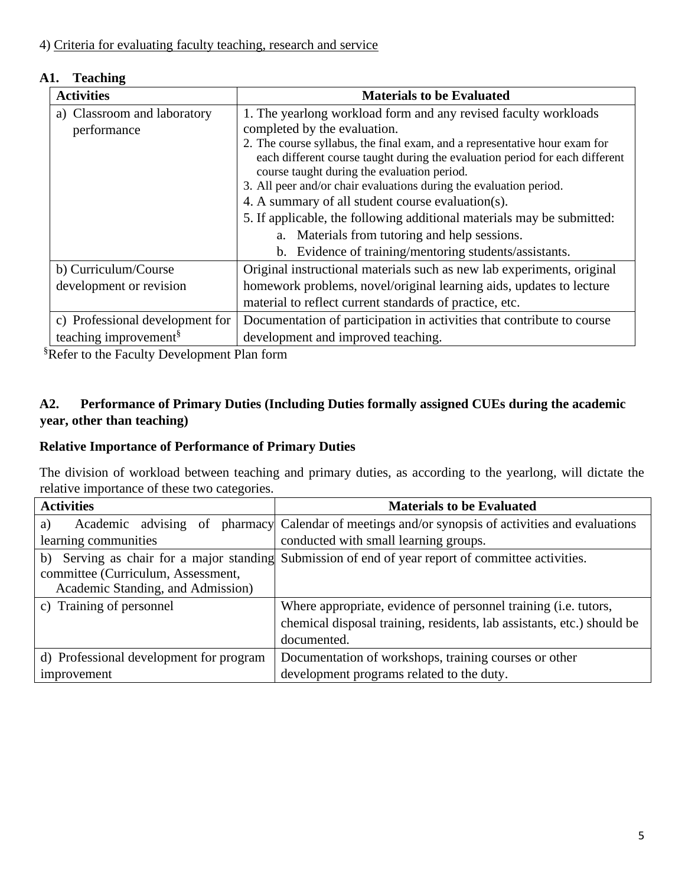4) Criteria for evaluating faculty teaching, research and service

**A1. Teaching**

| Activities | Materials to be Evaluated |
| --- | --- |
| a) Classroom and laboratory performance | 1. The yearlong workload form and any revised faculty workloads completed by the evaluation.<br>2. The course syllabus, the final exam, and a representative hour exam for each different course taught during the evaluation period for each different course taught during the evaluation period.<br>3. All peer and/or chair evaluations during the evaluation period.<br>4. A summary of all student course evaluation(s).<br>5. If applicable, the following additional materials may be submitted:<br>a. Materials from tutoring and help sessions.<br>b. Evidence of training/mentoring students/assistants. |
| b) Curriculum/Course development or revision | Original instructional materials such as new lab experiments, original homework problems, novel/original learning aids, updates to lecture material to reflect current standards of practice, etc. |
| c) Professional development for teaching improvement§ | Documentation of participation in activities that contribute to course development and improved teaching. |

§Refer to the Faculty Development Plan form

**A2. Performance of Primary Duties (Including Duties formally assigned CUEs during the academic year, other than teaching)**

**Relative Importance of Performance of Primary Duties**

The division of workload between teaching and primary duties, as according to the yearlong, will dictate the relative importance of these two categories.

| Activities | Materials to be Evaluated |
| --- | --- |
| a) Academic advising of pharmacy learning communities | Calendar of meetings and/or synopsis of activities and evaluations conducted with small learning groups. |
| b) Serving as chair for a major standing committee (Curriculum, Assessment, Academic Standing, and Admission) | Submission of end of year report of committee activities. |
| c) Training of personnel | Where appropriate, evidence of personnel training (i.e. tutors, chemical disposal training, residents, lab assistants, etc.) should be documented. |
| d) Professional development for program improvement | Documentation of workshops, training courses or other development programs related to the duty. |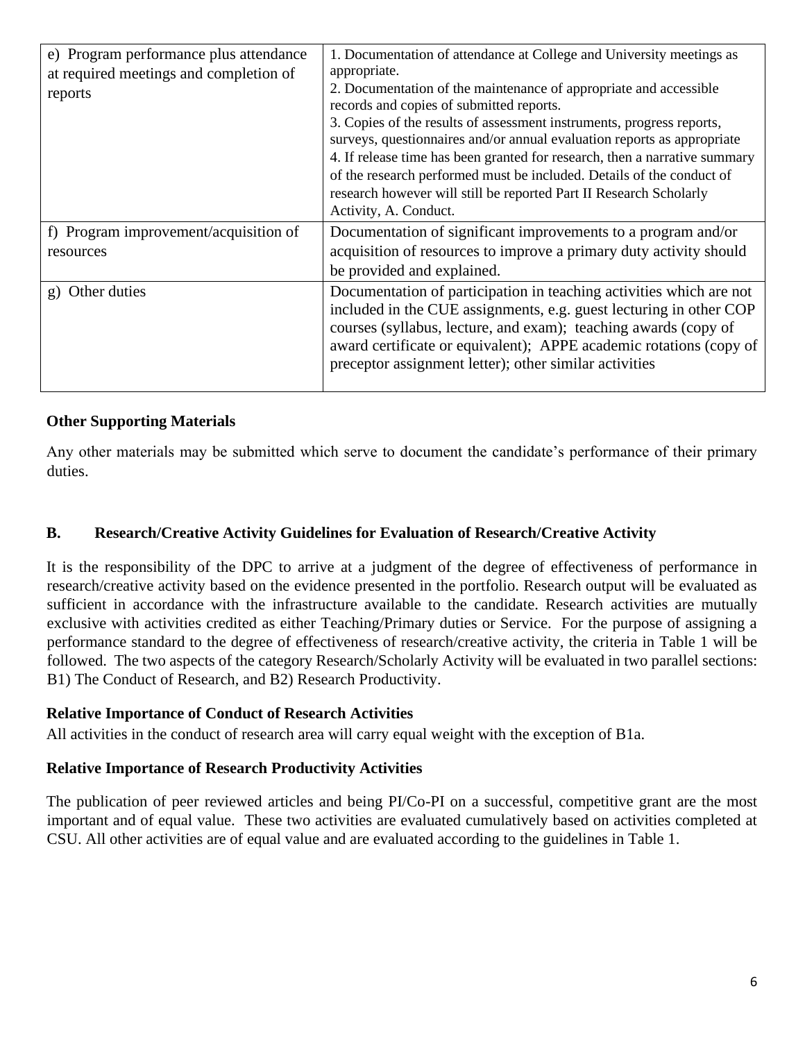| | |
|---|---|
| e) Program performance plus attendance at required meetings and completion of reports | 1. Documentation of attendance at College and University meetings as appropriate.<br>2. Documentation of the maintenance of appropriate and accessible records and copies of submitted reports.<br>3. Copies of the results of assessment instruments, progress reports, surveys, questionnaires and/or annual evaluation reports as appropriate<br>4. If release time has been granted for research, then a narrative summary of the research performed must be included. Details of the conduct of research however will still be reported Part II Research Scholarly Activity, A. Conduct. |
| f) Program improvement/acquisition of resources | Documentation of significant improvements to a program and/or acquisition of resources to improve a primary duty activity should be provided and explained. |
| g) Other duties | Documentation of participation in teaching activities which are not included in the CUE assignments, e.g. guest lecturing in other COP courses (syllabus, lecture, and exam); teaching awards (copy of award certificate or equivalent); APPE academic rotations (copy of preceptor assignment letter); other similar activities |

**Other Supporting Materials**

Any other materials may be submitted which serve to document the candidate's performance of their primary duties.

### B. Research/Creative Activity Guidelines for Evaluation of Research/Creative Activity

It is the responsibility of the DPC to arrive at a judgment of the degree of effectiveness of performance in research/creative activity based on the evidence presented in the portfolio. Research output will be evaluated as sufficient in accordance with the infrastructure available to the candidate. Research activities are mutually exclusive with activities credited as either Teaching/Primary duties or Service. For the purpose of assigning a performance standard to the degree of effectiveness of research/creative activity, the criteria in Table 1 will be followed. The two aspects of the category Research/Scholarly Activity will be evaluated in two parallel sections: B1) The Conduct of Research, and B2) Research Productivity.

**Relative Importance of Conduct of Research Activities**

All activities in the conduct of research area will carry equal weight with the exception of B1a.

**Relative Importance of Research Productivity Activities**

The publication of peer reviewed articles and being PI/Co-PI on a successful, competitive grant are the most important and of equal value. These two activities are evaluated cumulatively based on activities completed at CSU. All other activities are of equal value and are evaluated according to the guidelines in Table 1.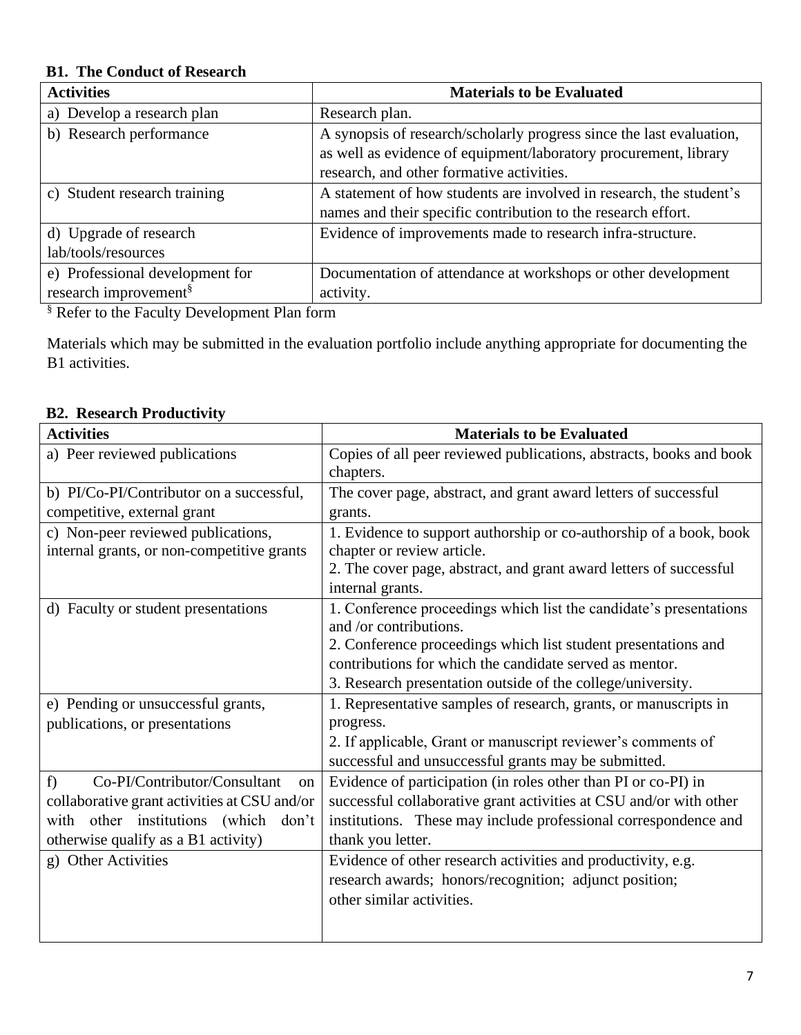**B1. The Conduct of Research**

| Activities | Materials to be Evaluated |
|---|---|
| a) Develop a research plan | Research plan. |
| b) Research performance | A synopsis of research/scholarly progress since the last evaluation, as well as evidence of equipment/laboratory procurement, library research, and other formative activities. |
| c) Student research training | A statement of how students are involved in research, the student's names and their specific contribution to the research effort. |
| d) Upgrade of research lab/tools/resources | Evidence of improvements made to research infra-structure. |
| e) Professional development for research improvement[§] | Documentation of attendance at workshops or other development activity. |

[§] Refer to the Faculty Development Plan form

Materials which may be submitted in the evaluation portfolio include anything appropriate for documenting the B1 activities.

**B2. Research Productivity**

| Activities | Materials to be Evaluated |
|---|---|
| a) Peer reviewed publications | Copies of all peer reviewed publications, abstracts, books and book chapters. |
| b) PI/Co-PI/Contributor on a successful, competitive, external grant | The cover page, abstract, and grant award letters of successful grants. |
| c) Non-peer reviewed publications, internal grants, or non-competitive grants | 1. Evidence to support authorship or co-authorship of a book, book chapter or review article.<br>2. The cover page, abstract, and grant award letters of successful internal grants. |
| d) Faculty or student presentations | 1. Conference proceedings which list the candidate's presentations and /or contributions.<br>2. Conference proceedings which list student presentations and contributions for which the candidate served as mentor.<br>3. Research presentation outside of the college/university. |
| e) Pending or unsuccessful grants, publications, or presentations | 1. Representative samples of research, grants, or manuscripts in progress.<br>2. If applicable, Grant or manuscript reviewer's comments of successful and unsuccessful grants may be submitted. |
| f) Co-PI/Contributor/Consultant on collaborative grant activities at CSU and/or with other institutions (which don't otherwise qualify as a B1 activity) | Evidence of participation (in roles other than PI or co-PI) in successful collaborative grant activities at CSU and/or with other institutions. These may include professional correspondence and thank you letter. |
| g) Other Activities | Evidence of other research activities and productivity, e.g. research awards; honors/recognition; adjunct position; other similar activities. |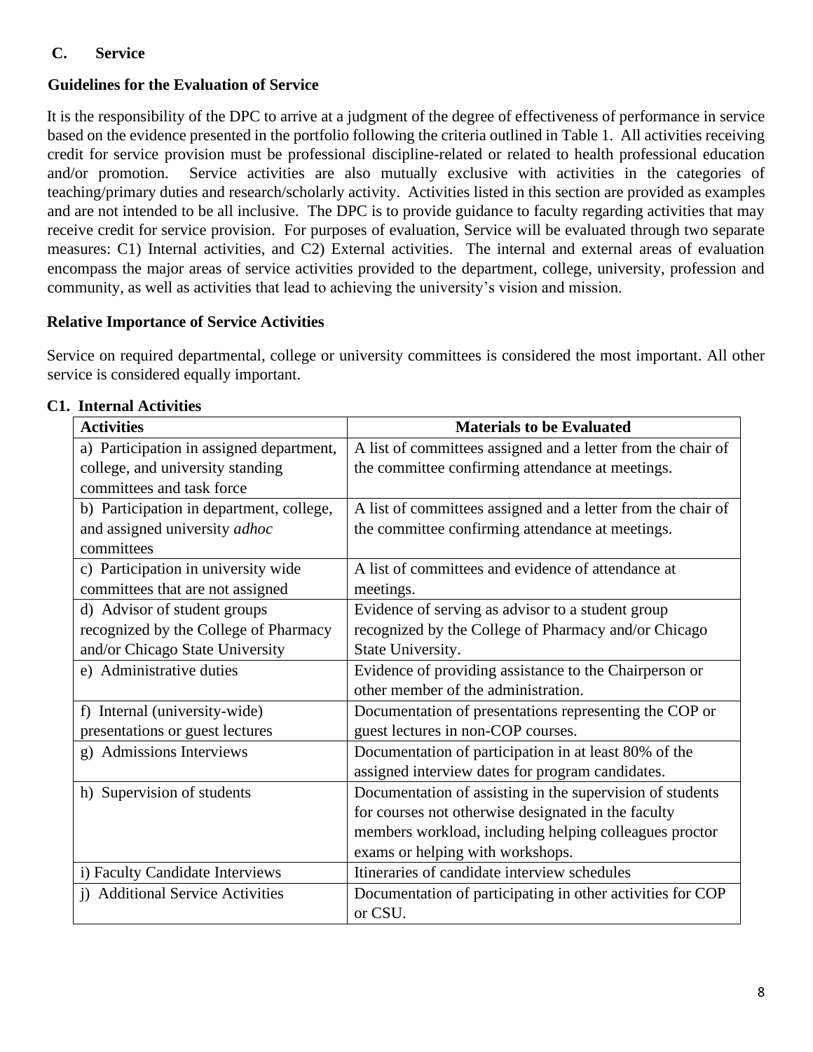## C. Service

### Guidelines for the Evaluation of Service

It is the responsibility of the DPC to arrive at a judgment of the degree of effectiveness of performance in service based on the evidence presented in the portfolio following the criteria outlined in Table 1. All activities receiving credit for service provision must be professional discipline-related or related to health professional education and/or promotion. Service activities are also mutually exclusive with activities in the categories of teaching/primary duties and research/scholarly activity. Activities listed in this section are provided as examples and are not intended to be all inclusive. The DPC is to provide guidance to faculty regarding activities that may receive credit for service provision. For purposes of evaluation, Service will be evaluated through two separate measures: C1) Internal activities, and C2) External activities. The internal and external areas of evaluation encompass the major areas of service activities provided to the department, college, university, profession and community, as well as activities that lead to achieving the university's vision and mission.

### Relative Importance of Service Activities

Service on required departmental, college or university committees is considered the most important. All other service is considered equally important.

### C1. Internal Activities

| Activities | Materials to be Evaluated |
|---|---|
| a) Participation in assigned department, college, and university standing committees and task force | A list of committees assigned and a letter from the chair of the committee confirming attendance at meetings. |
| b) Participation in department, college, and assigned university *adhoc* committees | A list of committees assigned and a letter from the chair of the committee confirming attendance at meetings. |
| c) Participation in university wide committees that are not assigned | A list of committees and evidence of attendance at meetings. |
| d) Advisor of student groups recognized by the College of Pharmacy and/or Chicago State University | Evidence of serving as advisor to a student group recognized by the College of Pharmacy and/or Chicago State University. |
| e) Administrative duties | Evidence of providing assistance to the Chairperson or other member of the administration. |
| f) Internal (university-wide) presentations or guest lectures | Documentation of presentations representing the COP or guest lectures in non-COP courses. |
| g) Admissions Interviews | Documentation of participation in at least 80% of the assigned interview dates for program candidates. |
| h) Supervision of students | Documentation of assisting in the supervision of students for courses not otherwise designated in the faculty members workload, including helping colleagues proctor exams or helping with workshops. |
| i) Faculty Candidate Interviews | Itineraries of candidate interview schedules |
| j) Additional Service Activities | Documentation of participating in other activities for COP or CSU. |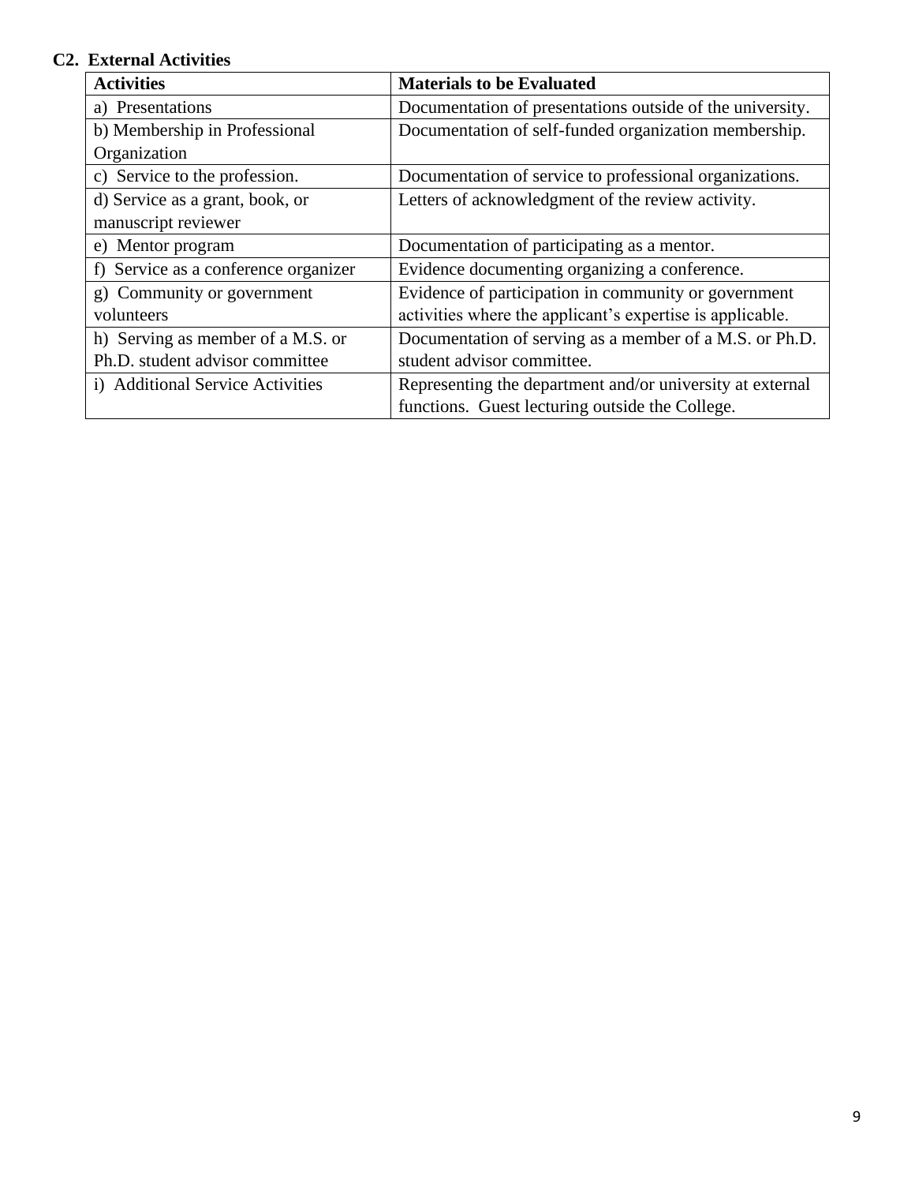**C2. External Activities**

| Activities | Materials to be Evaluated |
| --- | --- |
| a) Presentations | Documentation of presentations outside of the university. |
| b) Membership in Professional Organization | Documentation of self-funded organization membership. |
| c) Service to the profession. | Documentation of service to professional organizations. |
| d) Service as a grant, book, or manuscript reviewer | Letters of acknowledgment of the review activity. |
| e) Mentor program | Documentation of participating as a mentor. |
| f) Service as a conference organizer | Evidence documenting organizing a conference. |
| g) Community or government volunteers | Evidence of participation in community or government activities where the applicant's expertise is applicable. |
| h) Serving as member of a M.S. or Ph.D. student advisor committee | Documentation of serving as a member of a M.S. or Ph.D. student advisor committee. |
| i) Additional Service Activities | Representing the department and/or university at external functions. Guest lecturing outside the College. |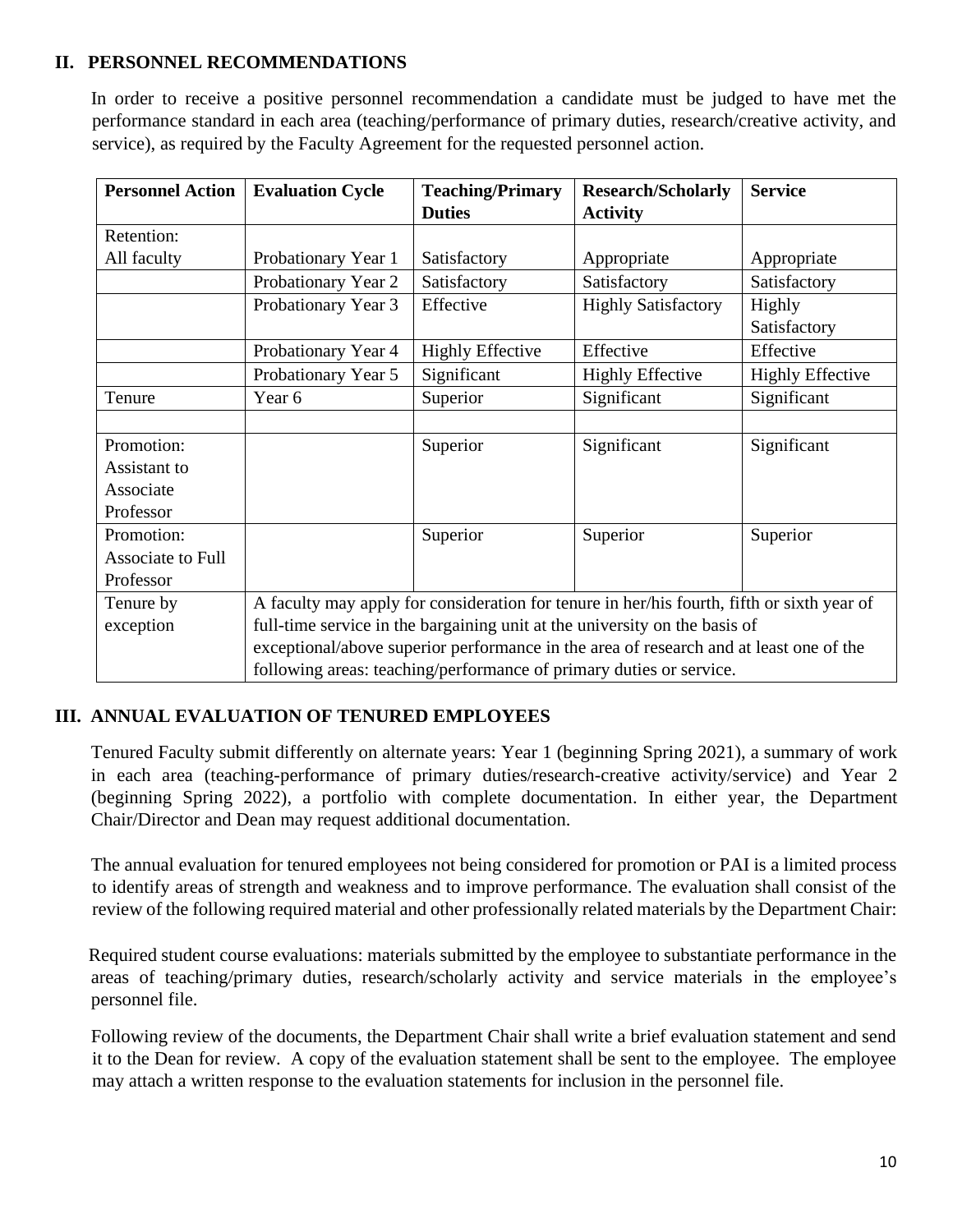## II. PERSONNEL RECOMMENDATIONS

In order to receive a positive personnel recommendation a candidate must be judged to have met the performance standard in each area (teaching/performance of primary duties, research/creative activity, and service), as required by the Faculty Agreement for the requested personnel action.

| Personnel Action | Evaluation Cycle | Teaching/Primary Duties | Research/Scholarly Activity | Service |
|---|---|---|---|---|
| Retention: All faculty | Probationary Year 1 | Satisfactory | Appropriate | Appropriate |
| | Probationary Year 2 | Satisfactory | Satisfactory | Satisfactory |
| | Probationary Year 3 | Effective | Highly Satisfactory | Highly Satisfactory |
| | Probationary Year 4 | Highly Effective | Effective | Effective |
| | Probationary Year 5 | Significant | Highly Effective | Highly Effective |
| Tenure | Year 6 | Superior | Significant | Significant |
| | | | | |
| Promotion: Assistant to Associate Professor | | Superior | Significant | Significant |
| Promotion: Associate to Full Professor | | Superior | Superior | Superior |
| Tenure by exception | A faculty may apply for consideration for tenure in her/his fourth, fifth or sixth year of full-time service in the bargaining unit at the university on the basis of exceptional/above superior performance in the area of research and at least one of the following areas: teaching/performance of primary duties or service. | | | |

## III. ANNUAL EVALUATION OF TENURED EMPLOYEES

Tenured Faculty submit differently on alternate years: Year 1 (beginning Spring 2021), a summary of work in each area (teaching-performance of primary duties/research-creative activity/service) and Year 2 (beginning Spring 2022), a portfolio with complete documentation. In either year, the Department Chair/Director and Dean may request additional documentation.

The annual evaluation for tenured employees not being considered for promotion or PAI is a limited process to identify areas of strength and weakness and to improve performance. The evaluation shall consist of the review of the following required material and other professionally related materials by the Department Chair:

Required student course evaluations: materials submitted by the employee to substantiate performance in the areas of teaching/primary duties, research/scholarly activity and service materials in the employee's personnel file.

Following review of the documents, the Department Chair shall write a brief evaluation statement and send it to the Dean for review. A copy of the evaluation statement shall be sent to the employee. The employee may attach a written response to the evaluation statements for inclusion in the personnel file.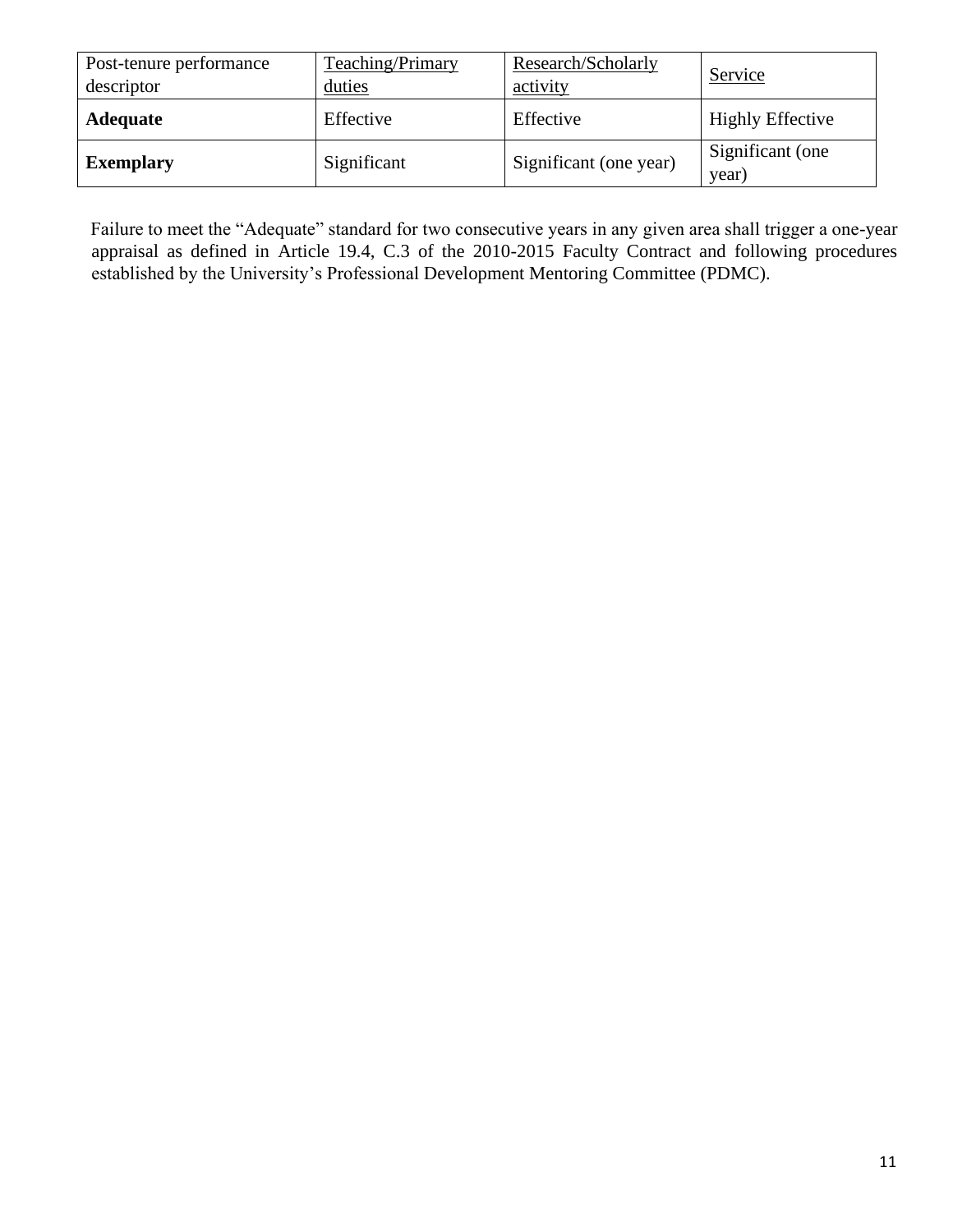| Post-tenure performance descriptor | Teaching/Primary duties | Research/Scholarly activity | Service |
|---|---|---|---|
| **Adequate** | Effective | Effective | Highly Effective |
| **Exemplary** | Significant | Significant (one year) | Significant (one year) |

Failure to meet the "Adequate" standard for two consecutive years in any given area shall trigger a one-year appraisal as defined in Article 19.4, C.3 of the 2010-2015 Faculty Contract and following procedures established by the University's Professional Development Mentoring Committee (PDMC).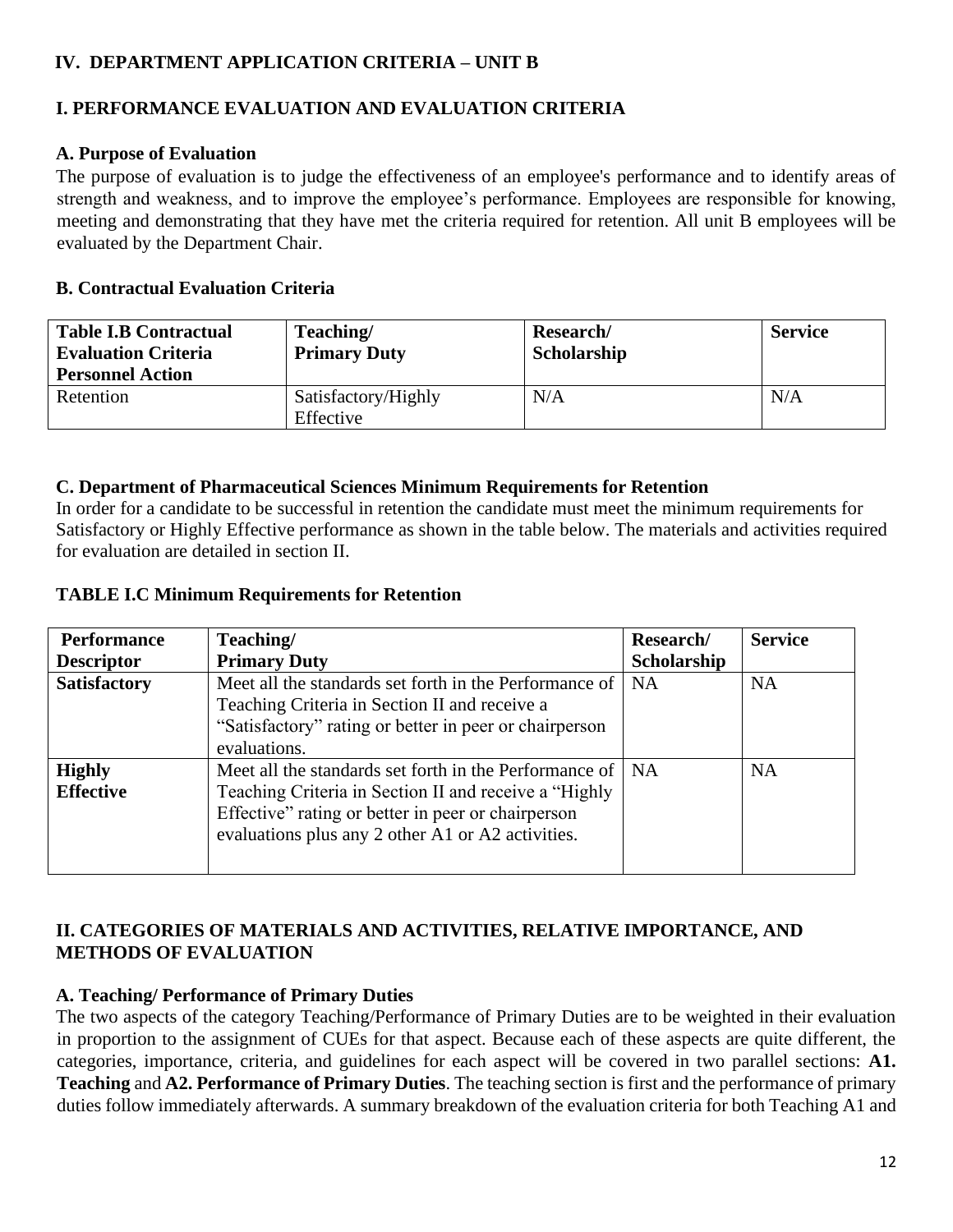## IV. DEPARTMENT APPLICATION CRITERIA – UNIT B

### I. PERFORMANCE EVALUATION AND EVALUATION CRITERIA

#### A. Purpose of Evaluation

The purpose of evaluation is to judge the effectiveness of an employee's performance and to identify areas of strength and weakness, and to improve the employee's performance. Employees are responsible for knowing, meeting and demonstrating that they have met the criteria required for retention. All unit B employees will be evaluated by the Department Chair.

#### B. Contractual Evaluation Criteria

| Table I.B Contractual Evaluation Criteria Personnel Action | Teaching/ Primary Duty | Research/ Scholarship | Service |
|---|---|---|---|
| Retention | Satisfactory/Highly Effective | N/A | N/A |

#### C. Department of Pharmaceutical Sciences Minimum Requirements for Retention

In order for a candidate to be successful in retention the candidate must meet the minimum requirements for Satisfactory or Highly Effective performance as shown in the table below. The materials and activities required for evaluation are detailed in section II.

**TABLE I.C Minimum Requirements for Retention**

| Performance Descriptor | Teaching/ Primary Duty | Research/ Scholarship | Service |
|---|---|---|---|
| **Satisfactory** | Meet all the standards set forth in the Performance of Teaching Criteria in Section II and receive a "Satisfactory" rating or better in peer or chairperson evaluations. | NA | NA |
| **Highly Effective** | Meet all the standards set forth in the Performance of Teaching Criteria in Section II and receive a "Highly Effective" rating or better in peer or chairperson evaluations plus any 2 other A1 or A2 activities. | NA | NA |

### II. CATEGORIES OF MATERIALS AND ACTIVITIES, RELATIVE IMPORTANCE, AND METHODS OF EVALUATION

#### A. Teaching/ Performance of Primary Duties

The two aspects of the category Teaching/Performance of Primary Duties are to be weighted in their evaluation in proportion to the assignment of CUEs for that aspect. Because each of these aspects are quite different, the categories, importance, criteria, and guidelines for each aspect will be covered in two parallel sections: **A1. Teaching** and **A2. Performance of Primary Duties**. The teaching section is first and the performance of primary duties follow immediately afterwards. A summary breakdown of the evaluation criteria for both Teaching A1 and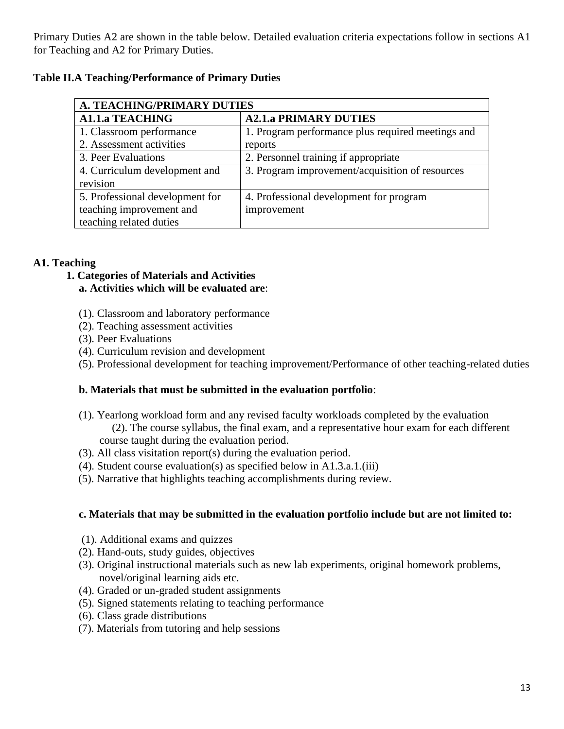Primary Duties A2 are shown in the table below. Detailed evaluation criteria expectations follow in sections A1 for Teaching and A2 for Primary Duties.

**Table II.A Teaching/Performance of Primary Duties**

| **A. TEACHING/PRIMARY DUTIES** | |
|---|---|
| **A1.1.a TEACHING** | **A2.1.a PRIMARY DUTIES** |
| 1. Classroom performance<br>2. Assessment activities | 1. Program performance plus required meetings and reports |
| 3. Peer Evaluations | 2. Personnel training if appropriate |
| 4. Curriculum development and revision | 3. Program improvement/acquisition of resources |
| 5. Professional development for teaching improvement and teaching related duties | 4. Professional development for program improvement |

## A1. Teaching

### 1. Categories of Materials and Activities

**a. Activities which will be evaluated are**:

(1). Classroom and laboratory performance
(2). Teaching assessment activities
(3). Peer Evaluations
(4). Curriculum revision and development
(5). Professional development for teaching improvement/Performance of other teaching-related duties

**b. Materials that must be submitted in the evaluation portfolio**:

(1). Yearlong workload form and any revised faculty workloads completed by the evaluation
(2). The course syllabus, the final exam, and a representative hour exam for each different course taught during the evaluation period.
(3). All class visitation report(s) during the evaluation period.
(4). Student course evaluation(s) as specified below in A1.3.a.1.(iii)
(5). Narrative that highlights teaching accomplishments during review.

**c. Materials that may be submitted in the evaluation portfolio include but are not limited to:**

(1). Additional exams and quizzes
(2). Hand-outs, study guides, objectives
(3). Original instructional materials such as new lab experiments, original homework problems, novel/original learning aids etc.
(4). Graded or un-graded student assignments
(5). Signed statements relating to teaching performance
(6). Class grade distributions
(7). Materials from tutoring and help sessions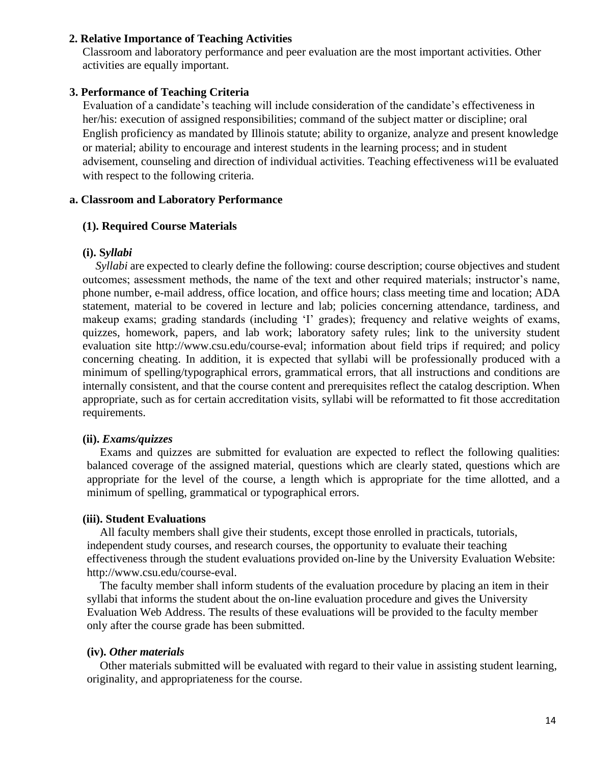**2. Relative Importance of Teaching Activities**

Classroom and laboratory performance and peer evaluation are the most important activities. Other activities are equally important.

**3. Performance of Teaching Criteria**

Evaluation of a candidate's teaching will include consideration of the candidate's effectiveness in her/his: execution of assigned responsibilities; command of the subject matter or discipline; oral English proficiency as mandated by Illinois statute; ability to organize, analyze and present knowledge or material; ability to encourage and interest students in the learning process; and in student advisement, counseling and direction of individual activities. Teaching effectiveness wi1l be evaluated with respect to the following criteria.

**a. Classroom and Laboratory Performance**

**(1). Required Course Materials**

**(i). S*yllabi***

*Syllabi* are expected to clearly define the following: course description; course objectives and student outcomes; assessment methods, the name of the text and other required materials; instructor's name, phone number, e-mail address, office location, and office hours; class meeting time and location; ADA statement, material to be covered in lecture and lab; policies concerning attendance, tardiness, and makeup exams; grading standards (including 'I' grades); frequency and relative weights of exams, quizzes, homework, papers, and lab work; laboratory safety rules; link to the university student evaluation site http://www.csu.edu/course-eval; information about field trips if required; and policy concerning cheating. In addition, it is expected that syllabi will be professionally produced with a minimum of spelling/typographical errors, grammatical errors, that all instructions and conditions are internally consistent, and that the course content and prerequisites reflect the catalog description. When appropriate, such as for certain accreditation visits, syllabi will be reformatted to fit those accreditation requirements.

**(ii). *Exams/quizzes***

Exams and quizzes are submitted for evaluation are expected to reflect the following qualities: balanced coverage of the assigned material, questions which are clearly stated, questions which are appropriate for the level of the course, a length which is appropriate for the time allotted, and a minimum of spelling, grammatical or typographical errors.

**(iii). Student Evaluations**

All faculty members shall give their students, except those enrolled in practicals, tutorials, independent study courses, and research courses, the opportunity to evaluate their teaching effectiveness through the student evaluations provided on-line by the University Evaluation Website: http://www.csu.edu/course-eval.

The faculty member shall inform students of the evaluation procedure by placing an item in their syllabi that informs the student about the on-line evaluation procedure and gives the University Evaluation Web Address. The results of these evaluations will be provided to the faculty member only after the course grade has been submitted.

**(iv). *Other materials***

Other materials submitted will be evaluated with regard to their value in assisting student learning, originality, and appropriateness for the course.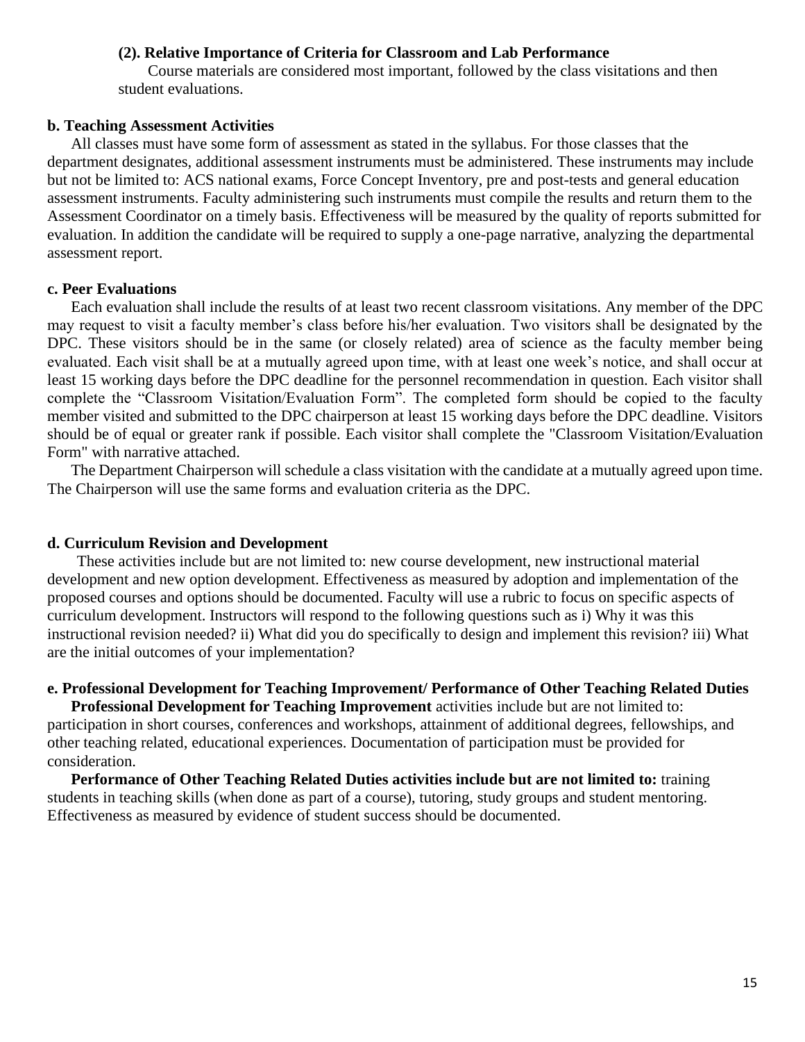**(2). Relative Importance of Criteria for Classroom and Lab Performance**

Course materials are considered most important, followed by the class visitations and then student evaluations.

**b. Teaching Assessment Activities**

All classes must have some form of assessment as stated in the syllabus. For those classes that the department designates, additional assessment instruments must be administered. These instruments may include but not be limited to: ACS national exams, Force Concept Inventory, pre and post-tests and general education assessment instruments. Faculty administering such instruments must compile the results and return them to the Assessment Coordinator on a timely basis. Effectiveness will be measured by the quality of reports submitted for evaluation. In addition the candidate will be required to supply a one-page narrative, analyzing the departmental assessment report.

**c. Peer Evaluations**

Each evaluation shall include the results of at least two recent classroom visitations. Any member of the DPC may request to visit a faculty member's class before his/her evaluation. Two visitors shall be designated by the DPC. These visitors should be in the same (or closely related) area of science as the faculty member being evaluated. Each visit shall be at a mutually agreed upon time, with at least one week's notice, and shall occur at least 15 working days before the DPC deadline for the personnel recommendation in question. Each visitor shall complete the "Classroom Visitation/Evaluation Form". The completed form should be copied to the faculty member visited and submitted to the DPC chairperson at least 15 working days before the DPC deadline. Visitors should be of equal or greater rank if possible. Each visitor shall complete the "Classroom Visitation/Evaluation Form" with narrative attached.

The Department Chairperson will schedule a class visitation with the candidate at a mutually agreed upon time. The Chairperson will use the same forms and evaluation criteria as the DPC.

**d. Curriculum Revision and Development**

These activities include but are not limited to: new course development, new instructional material development and new option development. Effectiveness as measured by adoption and implementation of the proposed courses and options should be documented. Faculty will use a rubric to focus on specific aspects of curriculum development. Instructors will respond to the following questions such as i) Why it was this instructional revision needed? ii) What did you do specifically to design and implement this revision? iii) What are the initial outcomes of your implementation?

**e. Professional Development for Teaching Improvement/ Performance of Other Teaching Related Duties**

**Professional Development for Teaching Improvement** activities include but are not limited to: participation in short courses, conferences and workshops, attainment of additional degrees, fellowships, and other teaching related, educational experiences. Documentation of participation must be provided for consideration.

**Performance of Other Teaching Related Duties activities include but are not limited to:** training students in teaching skills (when done as part of a course), tutoring, study groups and student mentoring. Effectiveness as measured by evidence of student success should be documented.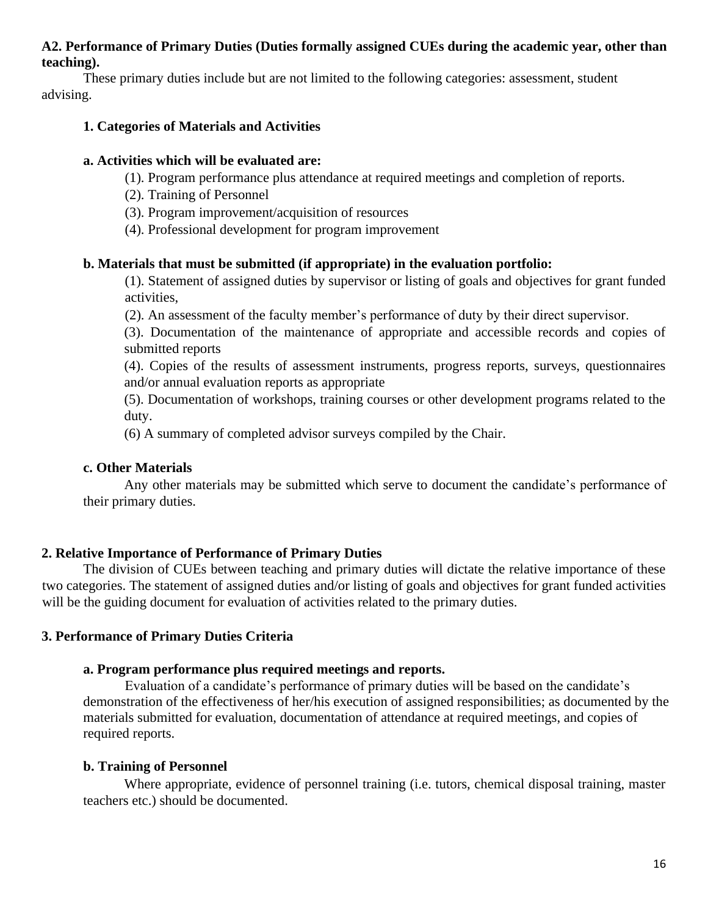**A2. Performance of Primary Duties (Duties formally assigned CUEs during the academic year, other than teaching).**

These primary duties include but are not limited to the following categories: assessment, student advising.

**1. Categories of Materials and Activities**

**a. Activities which will be evaluated are:**

(1). Program performance plus attendance at required meetings and completion of reports.

(2). Training of Personnel

(3). Program improvement/acquisition of resources

(4). Professional development for program improvement

**b. Materials that must be submitted (if appropriate) in the evaluation portfolio:**

(1). Statement of assigned duties by supervisor or listing of goals and objectives for grant funded activities,

(2). An assessment of the faculty member's performance of duty by their direct supervisor.

(3). Documentation of the maintenance of appropriate and accessible records and copies of submitted reports

(4). Copies of the results of assessment instruments, progress reports, surveys, questionnaires and/or annual evaluation reports as appropriate

(5). Documentation of workshops, training courses or other development programs related to the duty.

(6) A summary of completed advisor surveys compiled by the Chair.

**c. Other Materials**

Any other materials may be submitted which serve to document the candidate's performance of their primary duties.

**2. Relative Importance of Performance of Primary Duties**

The division of CUEs between teaching and primary duties will dictate the relative importance of these two categories. The statement of assigned duties and/or listing of goals and objectives for grant funded activities will be the guiding document for evaluation of activities related to the primary duties.

**3. Performance of Primary Duties Criteria**

**a. Program performance plus required meetings and reports.**

Evaluation of a candidate's performance of primary duties will be based on the candidate's demonstration of the effectiveness of her/his execution of assigned responsibilities; as documented by the materials submitted for evaluation, documentation of attendance at required meetings, and copies of required reports.

**b. Training of Personnel**

Where appropriate, evidence of personnel training (i.e. tutors, chemical disposal training, master teachers etc.) should be documented.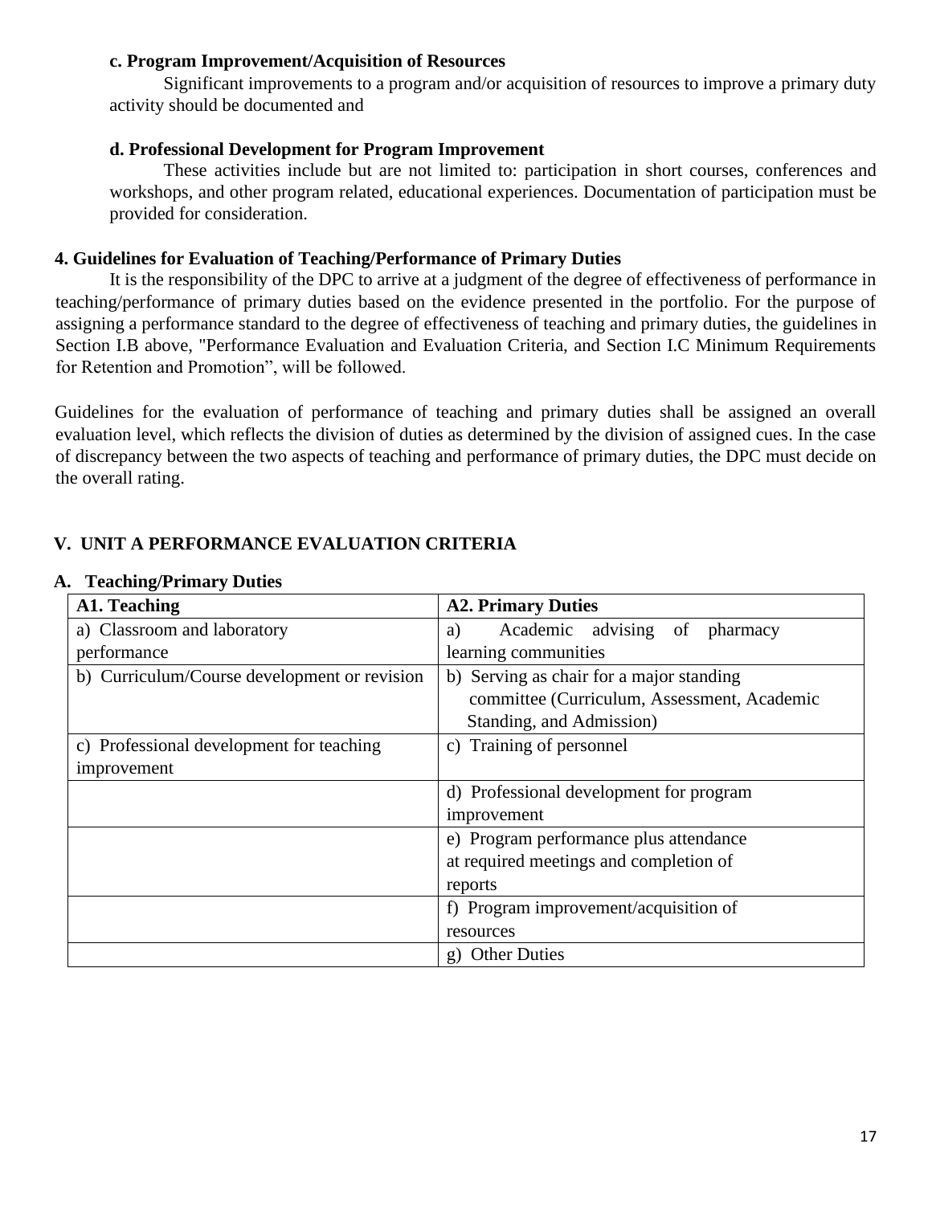**c. Program Improvement/Acquisition of Resources**

Significant improvements to a program and/or acquisition of resources to improve a primary duty activity should be documented and

**d. Professional Development for Program Improvement**

These activities include but are not limited to: participation in short courses, conferences and workshops, and other program related, educational experiences. Documentation of participation must be provided for consideration.

**4. Guidelines for Evaluation of Teaching/Performance of Primary Duties**

It is the responsibility of the DPC to arrive at a judgment of the degree of effectiveness of performance in teaching/performance of primary duties based on the evidence presented in the portfolio. For the purpose of assigning a performance standard to the degree of effectiveness of teaching and primary duties, the guidelines in Section I.B above, "Performance Evaluation and Evaluation Criteria, and Section I.C Minimum Requirements for Retention and Promotion", will be followed.

Guidelines for the evaluation of performance of teaching and primary duties shall be assigned an overall evaluation level, which reflects the division of duties as determined by the division of assigned cues. In the case of discrepancy between the two aspects of teaching and performance of primary duties, the DPC must decide on the overall rating.

## V. UNIT A PERFORMANCE EVALUATION CRITERIA

### A. Teaching/Primary Duties

| **A1. Teaching** | **A2. Primary Duties** |
|---|---|
| a) Classroom and laboratory performance | a) Academic advising of pharmacy learning communities |
| b) Curriculum/Course development or revision | b) Serving as chair for a major standing committee (Curriculum, Assessment, Academic Standing, and Admission) |
| c) Professional development for teaching improvement | c) Training of personnel |
| | d) Professional development for program improvement |
| | e) Program performance plus attendance at required meetings and completion of reports |
| | f) Program improvement/acquisition of resources |
| | g) Other Duties |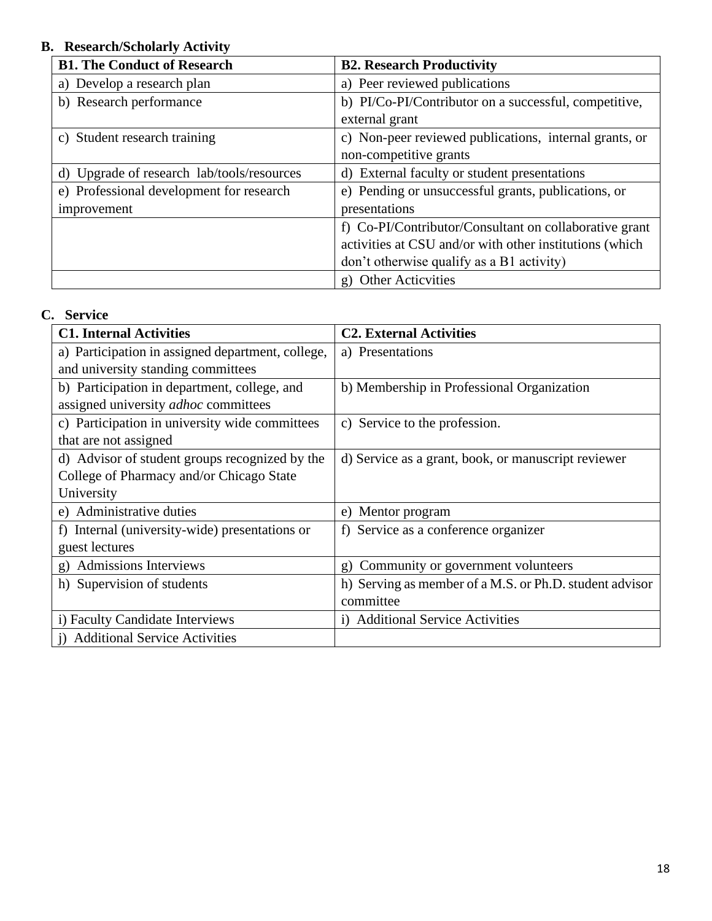**B. Research/Scholarly Activity**

| B1. The Conduct of Research | B2. Research Productivity |
|---|---|
| a) Develop a research plan | a) Peer reviewed publications |
| b) Research performance | b) PI/Co-PI/Contributor on a successful, competitive, external grant |
| c) Student research training | c) Non-peer reviewed publications, internal grants, or non-competitive grants |
| d) Upgrade of research lab/tools/resources | d) External faculty or student presentations |
| e) Professional development for research improvement | e) Pending or unsuccessful grants, publications, or presentations |
| | f) Co-PI/Contributor/Consultant on collaborative grant activities at CSU and/or with other institutions (which don't otherwise qualify as a B1 activity) |
| | g) Other Acticvities |

**C. Service**

| C1. Internal Activities | C2. External Activities |
|---|---|
| a) Participation in assigned department, college, and university standing committees | a) Presentations |
| b) Participation in department, college, and assigned university *adhoc* committees | b) Membership in Professional Organization |
| c) Participation in university wide committees that are not assigned | c) Service to the profession. |
| d) Advisor of student groups recognized by the College of Pharmacy and/or Chicago State University | d) Service as a grant, book, or manuscript reviewer |
| e) Administrative duties | e) Mentor program |
| f) Internal (university-wide) presentations or guest lectures | f) Service as a conference organizer |
| g) Admissions Interviews | g) Community or government volunteers |
| h) Supervision of students | h) Serving as member of a M.S. or Ph.D. student advisor committee |
| i) Faculty Candidate Interviews | i) Additional Service Activities |
| j) Additional Service Activities | |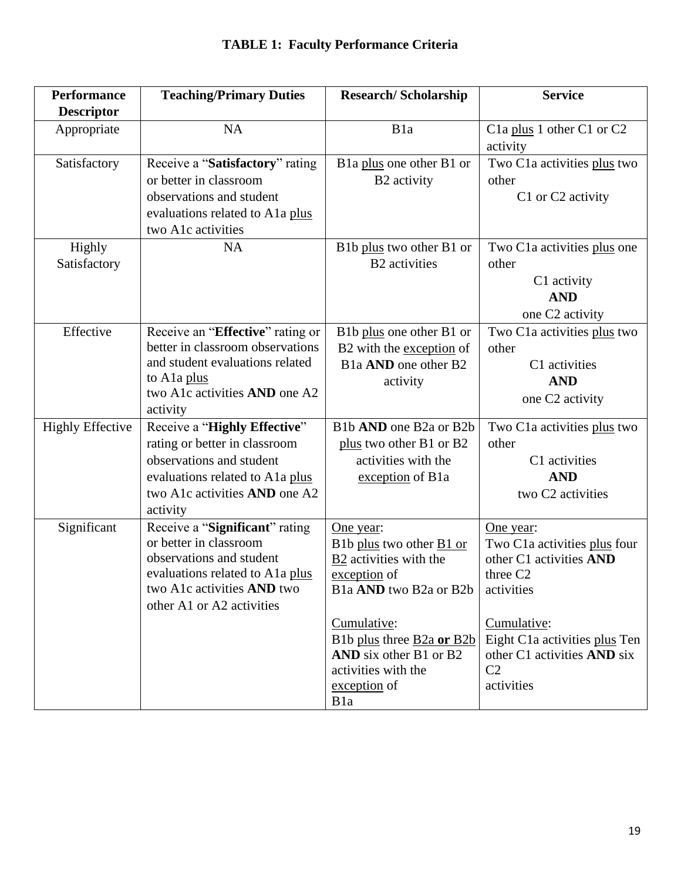**TABLE 1: Faculty Performance Criteria**

| Performance Descriptor | Teaching/Primary Duties | Research/ Scholarship | Service |
|---|---|---|---|
| Appropriate | NA | B1a | C1a plus 1 other C1 or C2 activity |
| Satisfactory | Receive a "**Satisfactory**" rating or better in classroom observations and student evaluations related to A1a plus two A1c activities | B1a plus one other B1 or B2 activity | Two C1a activities plus two other C1 or C2 activity |
| Highly Satisfactory | NA | B1b plus two other B1 or B2 activities | Two C1a activities plus one other C1 activity **AND** one C2 activity |
| Effective | Receive an "**Effective**" rating or better in classroom observations and student evaluations related to A1a plus two A1c activities **AND** one A2 activity | B1b plus one other B1 or B2 with the exception of B1a **AND** one other B2 activity | Two C1a activities plus two other C1 activities **AND** one C2 activity |
| Highly Effective | Receive a "**Highly Effective**" rating or better in classroom observations and student evaluations related to A1a plus two A1c activities **AND** one A2 activity | B1b **AND** one B2a or B2b plus two other B1 or B2 activities with the exception of B1a | Two C1a activities plus two other C1 activities **AND** two C2 activities |
| Significant | Receive a "**Significant**" rating or better in classroom observations and student evaluations related to A1a plus two A1c activities **AND** two other A1 or A2 activities | One year: B1b plus two other B1 or B2 activities with the exception of B1a **AND** two B2a or B2b<br><br>Cumulative: B1b plus three B2a **or** B2b **AND** six other B1 or B2 activities with the exception of B1a | One year: Two C1a activities plus four other C1 activities **AND** three C2 activities<br><br>Cumulative: Eight C1a activities plus Ten other C1 activities **AND** six C2 activities |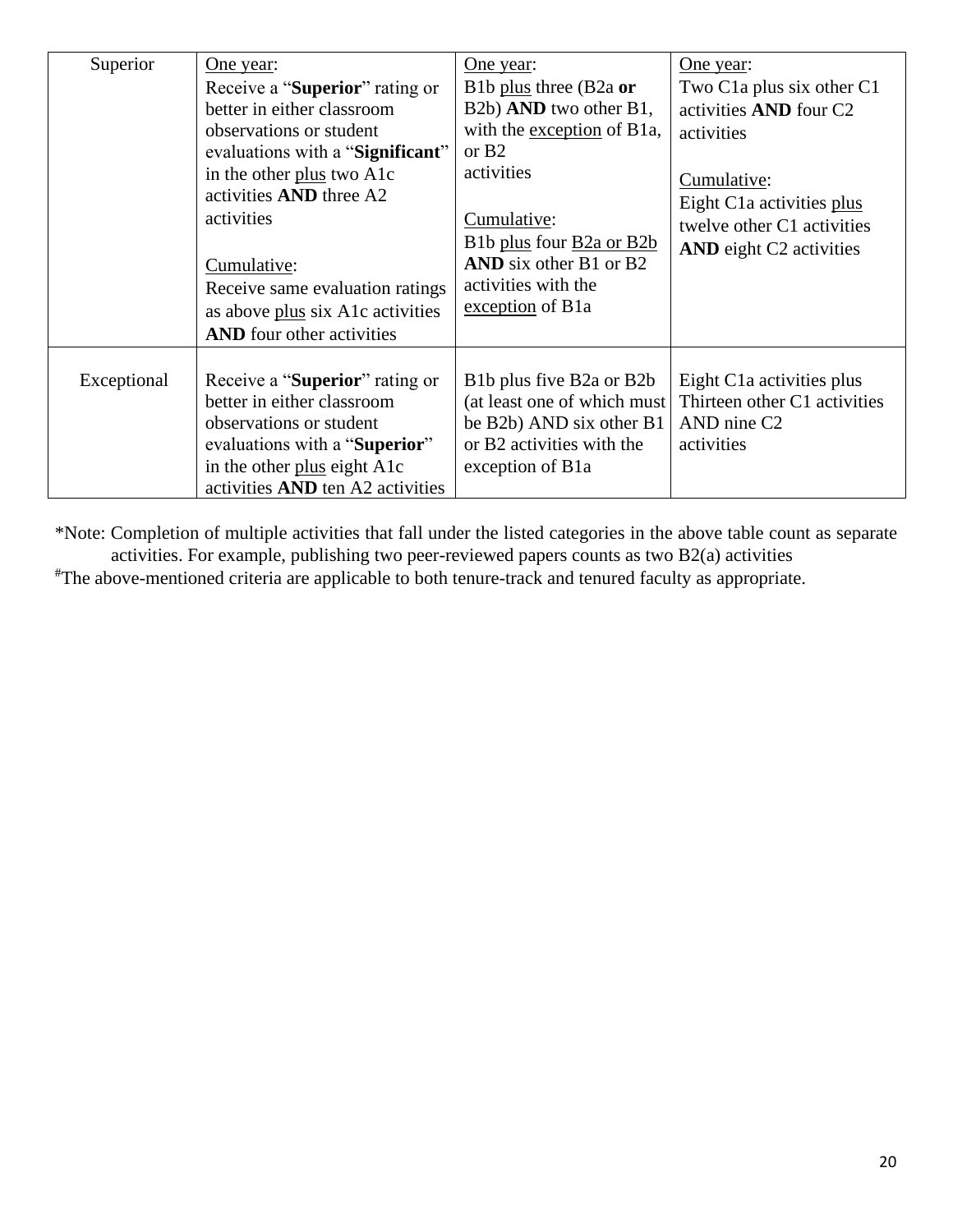| | | | |
|---|---|---|---|
| Superior | One year:<br>Receive a "**Superior**" rating or better in either classroom observations or student evaluations with a "**Significant**" in the other plus two A1c activities **AND** three A2 activities<br><br>Cumulative:<br>Receive same evaluation ratings as above plus six A1c activities **AND** four other activities | One year:<br>B1b plus three (B2a **or** B2b) **AND** two other B1, with the exception of B1a, or B2 activities<br><br>Cumulative:<br>B1b plus four B2a or B2b **AND** six other B1 or B2 activities with the exception of B1a | One year:<br>Two C1a plus six other C1 activities **AND** four C2 activities<br><br>Cumulative:<br>Eight C1a activities plus twelve other C1 activities **AND** eight C2 activities |
| Exceptional | Receive a "**Superior**" rating or better in either classroom observations or student evaluations with a "**Superior**" in the other plus eight A1c activities **AND** ten A2 activities | B1b plus five B2a or B2b (at least one of which must be B2b) AND six other B1 or B2 activities with the exception of B1a | Eight C1a activities plus Thirteen other C1 activities AND nine C2 activities |

*Note: Completion of multiple activities that fall under the listed categories in the above table count as separate activities. For example, publishing two peer-reviewed papers counts as two B2(a) activities

#The above-mentioned criteria are applicable to both tenure-track and tenured faculty as appropriate.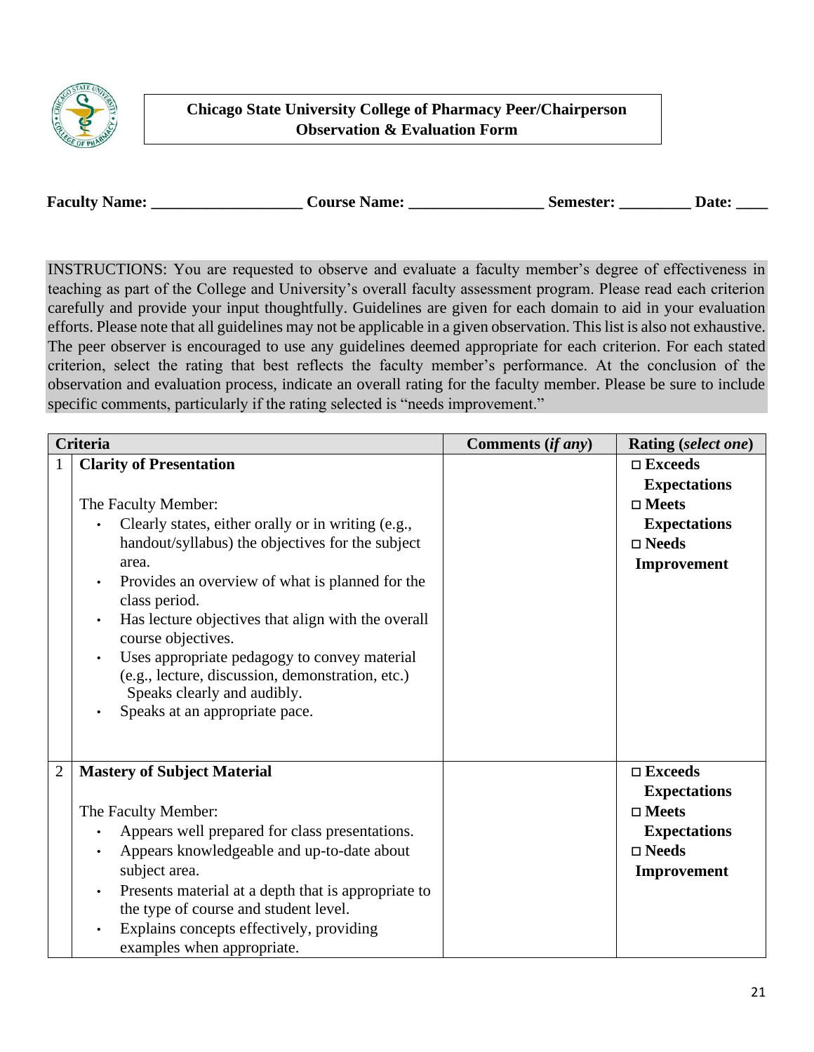**Chicago State University College of Pharmacy Peer/Chairperson Observation & Evaluation Form**

**Faculty Name: ___________________ Course Name: ________________ Semester: _________ Date: ____**

INSTRUCTIONS: You are requested to observe and evaluate a faculty member's degree of effectiveness in teaching as part of the College and University's overall faculty assessment program. Please read each criterion carefully and provide your input thoughtfully. Guidelines are given for each domain to aid in your evaluation efforts. Please note that all guidelines may not be applicable in a given observation. This list is also not exhaustive. The peer observer is encouraged to use any guidelines deemed appropriate for each criterion. For each stated criterion, select the rating that best reflects the faculty member's performance. At the conclusion of the observation and evaluation process, indicate an overall rating for the faculty member. Please be sure to include specific comments, particularly if the rating selected is "needs improvement."

| | Criteria | Comments (*if any*) | Rating (*select one*) |
|---|---|---|---|
| 1 | **Clarity of Presentation**<br><br>The Faculty Member:<br>• Clearly states, either orally or in writing (e.g., handout/syllabus) the objectives for the subject area.<br>• Provides an overview of what is planned for the class period.<br>• Has lecture objectives that align with the overall course objectives.<br>• Uses appropriate pedagogy to convey material (e.g., lecture, discussion, demonstration, etc.) Speaks clearly and audibly.<br>• Speaks at an appropriate pace. | | □ **Exceeds Expectations**<br>□ **Meets Expectations**<br>□ **Needs Improvement** |
| 2 | **Mastery of Subject Material**<br><br>The Faculty Member:<br>• Appears well prepared for class presentations.<br>• Appears knowledgeable and up-to-date about subject area.<br>• Presents material at a depth that is appropriate to the type of course and student level.<br>• Explains concepts effectively, providing examples when appropriate. | | □ **Exceeds Expectations**<br>□ **Meets Expectations**<br>□ **Needs Improvement** |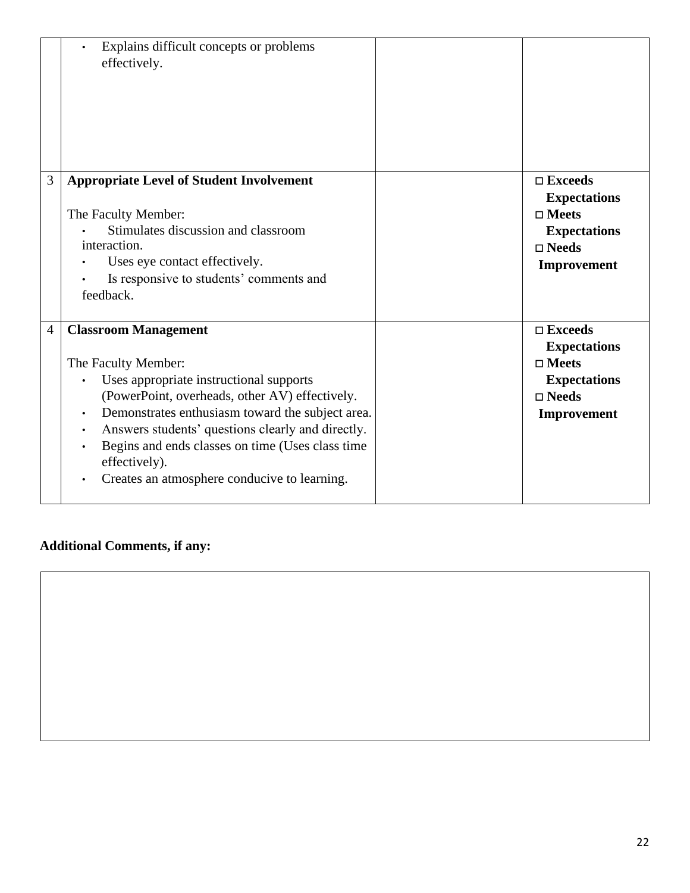| | | | |
|---|---|---|---|
| | • Explains difficult concepts or problems effectively. | | |
| 3 | **Appropriate Level of Student Involvement**<br><br>The Faculty Member:<br>• Stimulates discussion and classroom interaction.<br>• Uses eye contact effectively.<br>• Is responsive to students' comments and feedback. | | □ **Exceeds Expectations**<br>□ **Meets Expectations**<br>□ **Needs Improvement** |
| 4 | **Classroom Management**<br><br>The Faculty Member:<br>• Uses appropriate instructional supports (PowerPoint, overheads, other AV) effectively.<br>• Demonstrates enthusiasm toward the subject area.<br>• Answers students' questions clearly and directly.<br>• Begins and ends classes on time (Uses class time effectively).<br>• Creates an atmosphere conducive to learning. | | □ **Exceeds Expectations**<br>□ **Meets Expectations**<br>□ **Needs Improvement** |

**Additional Comments, if any:**

| |
|---|
| |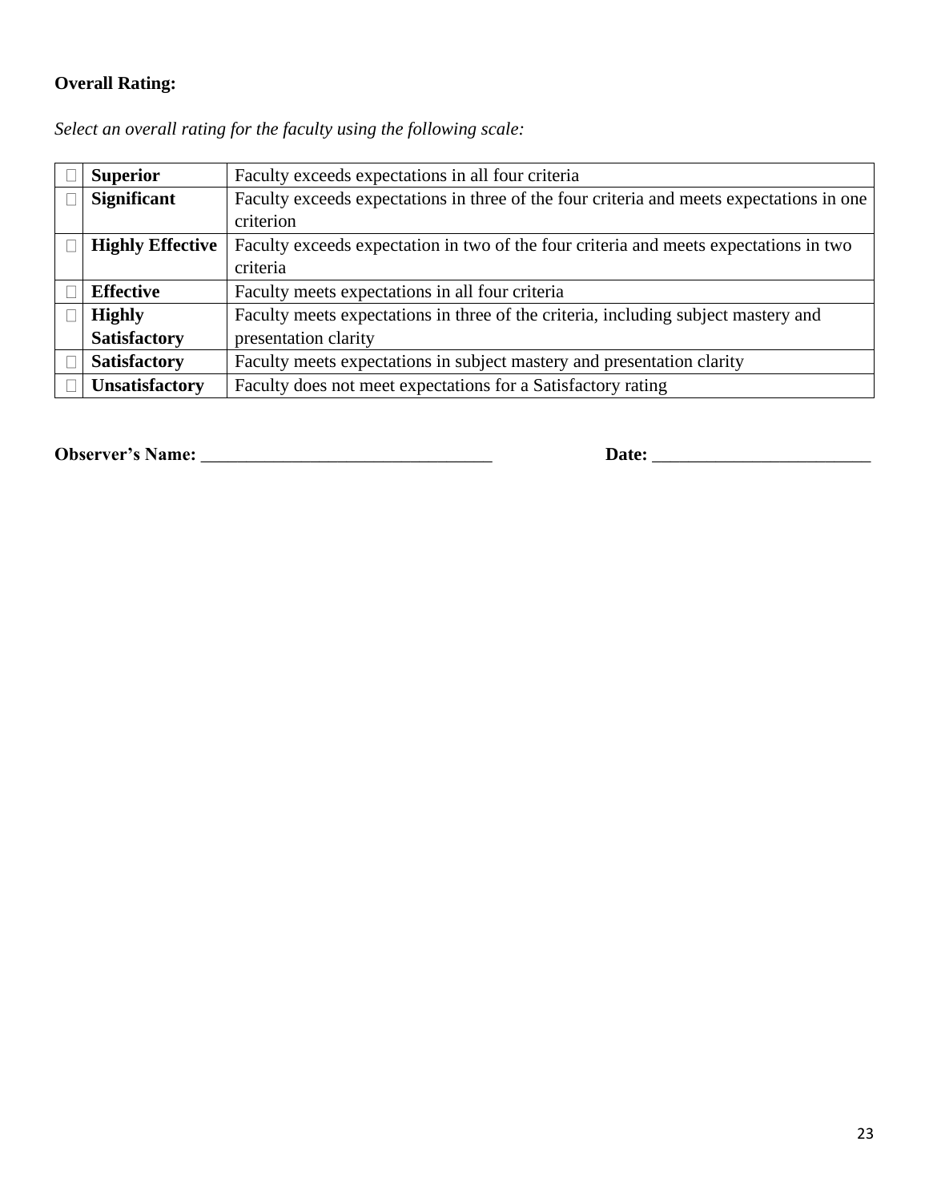**Overall Rating:**

*Select an overall rating for the faculty using the following scale:*

| | | |
|---|---|---|
| ☐ | **Superior** | Faculty exceeds expectations in all four criteria |
| ☐ | **Significant** | Faculty exceeds expectations in three of the four criteria and meets expectations in one criterion |
| ☐ | **Highly Effective** | Faculty exceeds expectation in two of the four criteria and meets expectations in two criteria |
| ☐ | **Effective** | Faculty meets expectations in all four criteria |
| ☐ | **Highly Satisfactory** | Faculty meets expectations in three of the criteria, including subject mastery and presentation clarity |
| ☐ | **Satisfactory** | Faculty meets expectations in subject mastery and presentation clarity |
| ☐ | **Unsatisfactory** | Faculty does not meet expectations for a Satisfactory rating |

**Observer's Name:** _________________________________ **Date:** _________________________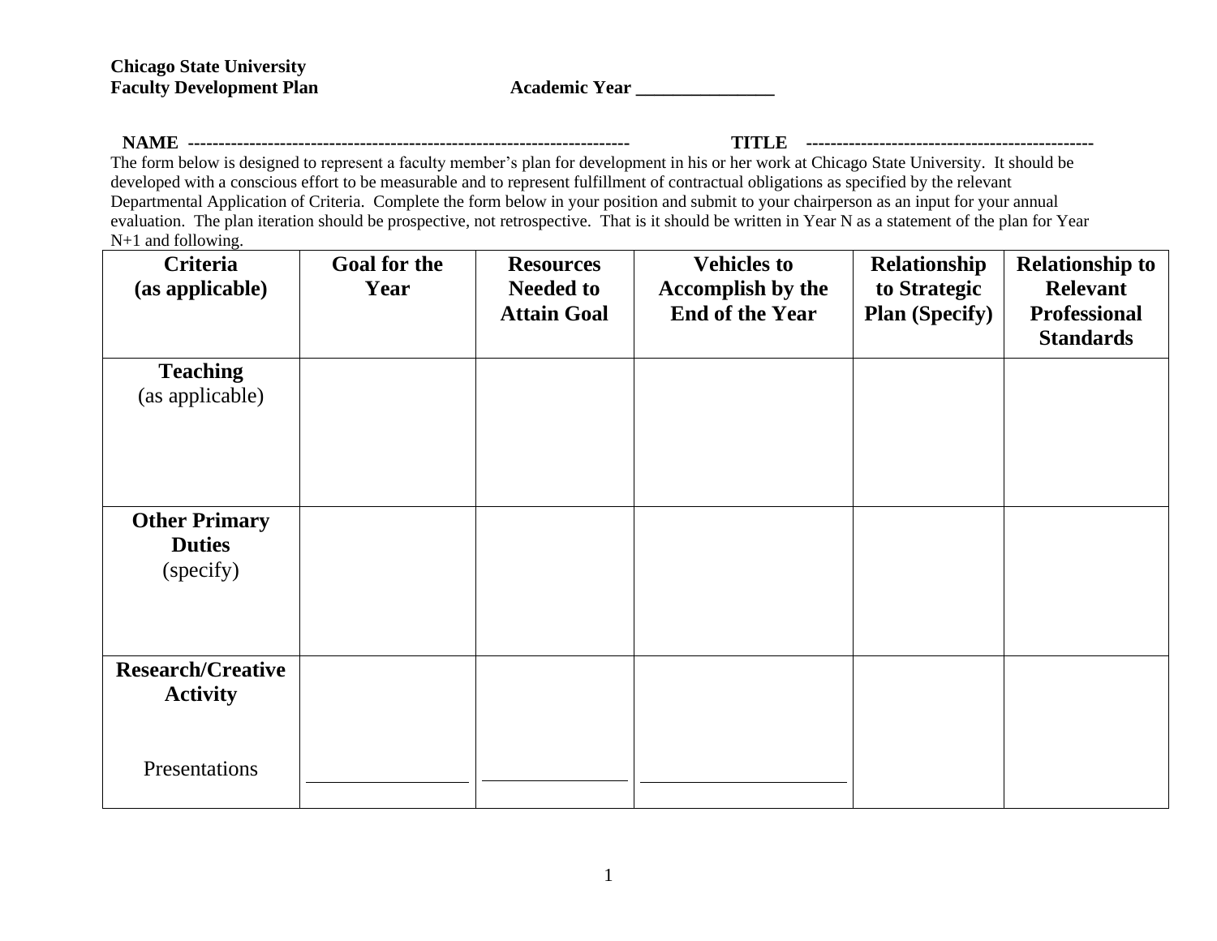**Chicago State University**
**Faculty Development Plan** **Academic Year _______________**

**NAME** ------------------------------------------------------------------------ **TITLE** -----------------------------------------------

The form below is designed to represent a faculty member's plan for development in his or her work at Chicago State University. It should be developed with a conscious effort to be measurable and to represent fulfillment of contractual obligations as specified by the relevant Departmental Application of Criteria. Complete the form below in your position and submit to your chairperson as an input for your annual evaluation. The plan iteration should be prospective, not retrospective. That is it should be written in Year N as a statement of the plan for Year N+1 and following.

| Criteria (as applicable) | Goal for the Year | Resources Needed to Attain Goal | Vehicles to Accomplish by the End of the Year | Relationship to Strategic Plan (Specify) | Relationship to Relevant Professional Standards |
|---|---|---|---|---|---|
| **Teaching** (as applicable) | | | | | |
| **Other Primary Duties** (specify) | | | | | |
| **Research/Creative Activity** | | | | | |
| Presentations | ________________ | ________________ | ________________ | | |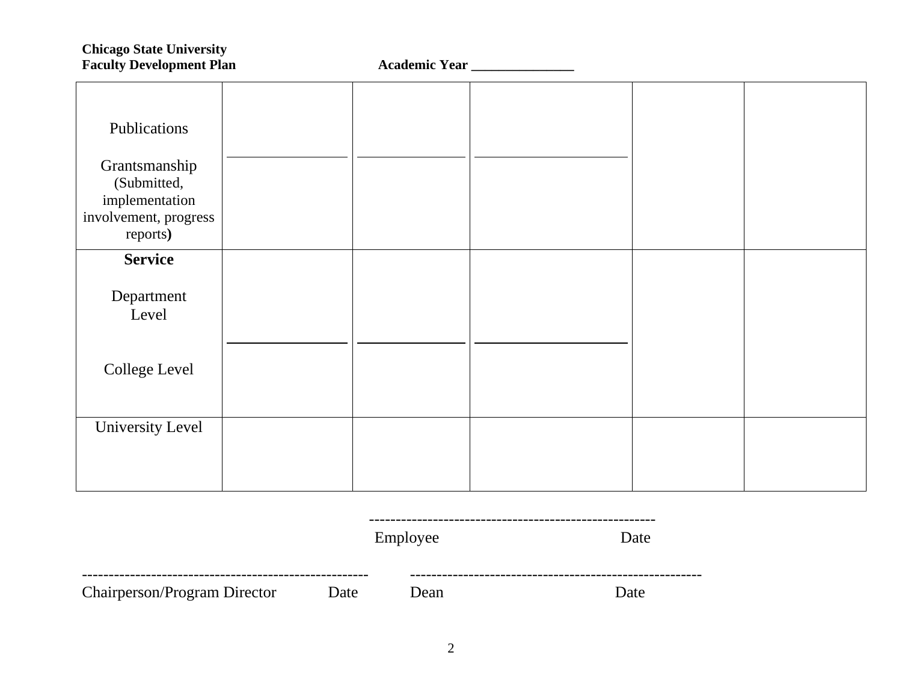**Chicago State University**
**Faculty Development Plan** **Academic Year _______________**

| | | | | | |
|---|---|---|---|---|---|
| Publications<br><br>Grantsmanship (Submitted, implementation involvement, progress reports**)** | | | | | |
| **Service**<br><br>Department Level<br><br>College Level | | | | | |
| University Level | | | | | |

------------------------------------------------------
Employee Date

------------------------------------------------------
Chairperson/Program Director Date

------------------------------------------------------
Dean Date